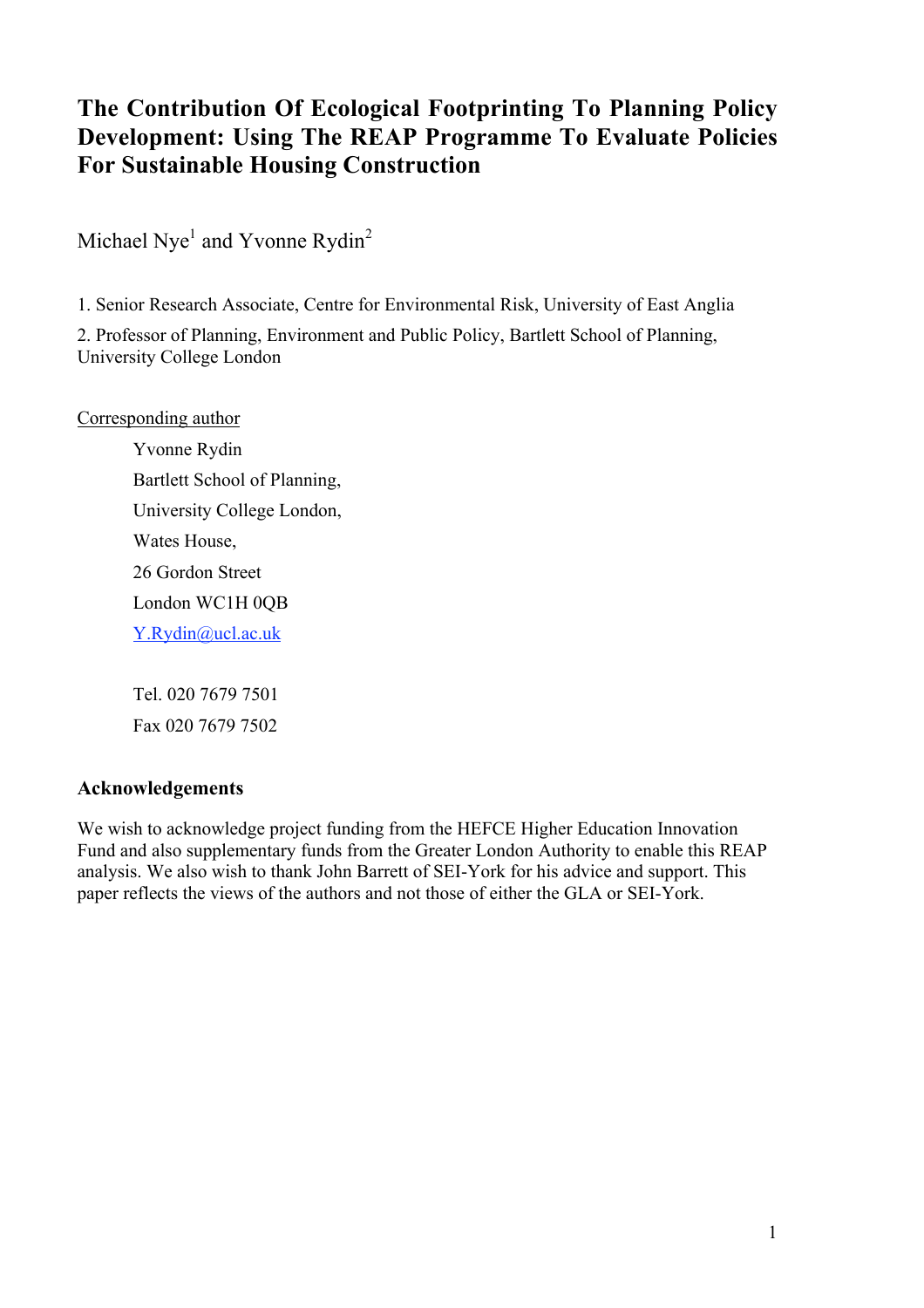# The Contribution Of Ecological Footprinting To Planning Policy Development: Using The REAP Programme To Evaluate Policies For Sustainable Housing Construction

Michael Nye[1] and Yvonne Rydin[2]

1. Senior Research Associate, Centre for Environmental Risk, University of East Anglia

2. Professor of Planning, Environment and Public Policy, Bartlett School of Planning, University College London

Corresponding author

Yvonne Rydin
Bartlett School of Planning,
University College London,
Wates House,
26 Gordon Street
London WC1H 0QB
Y.Rydin@ucl.ac.uk

Tel. 020 7679 7501
Fax 020 7679 7502

## Acknowledgements

We wish to acknowledge project funding from the HEFCE Higher Education Innovation Fund and also supplementary funds from the Greater London Authority to enable this REAP analysis. We also wish to thank John Barrett of SEI-York for his advice and support. This paper reflects the views of the authors and not those of either the GLA or SEI-York.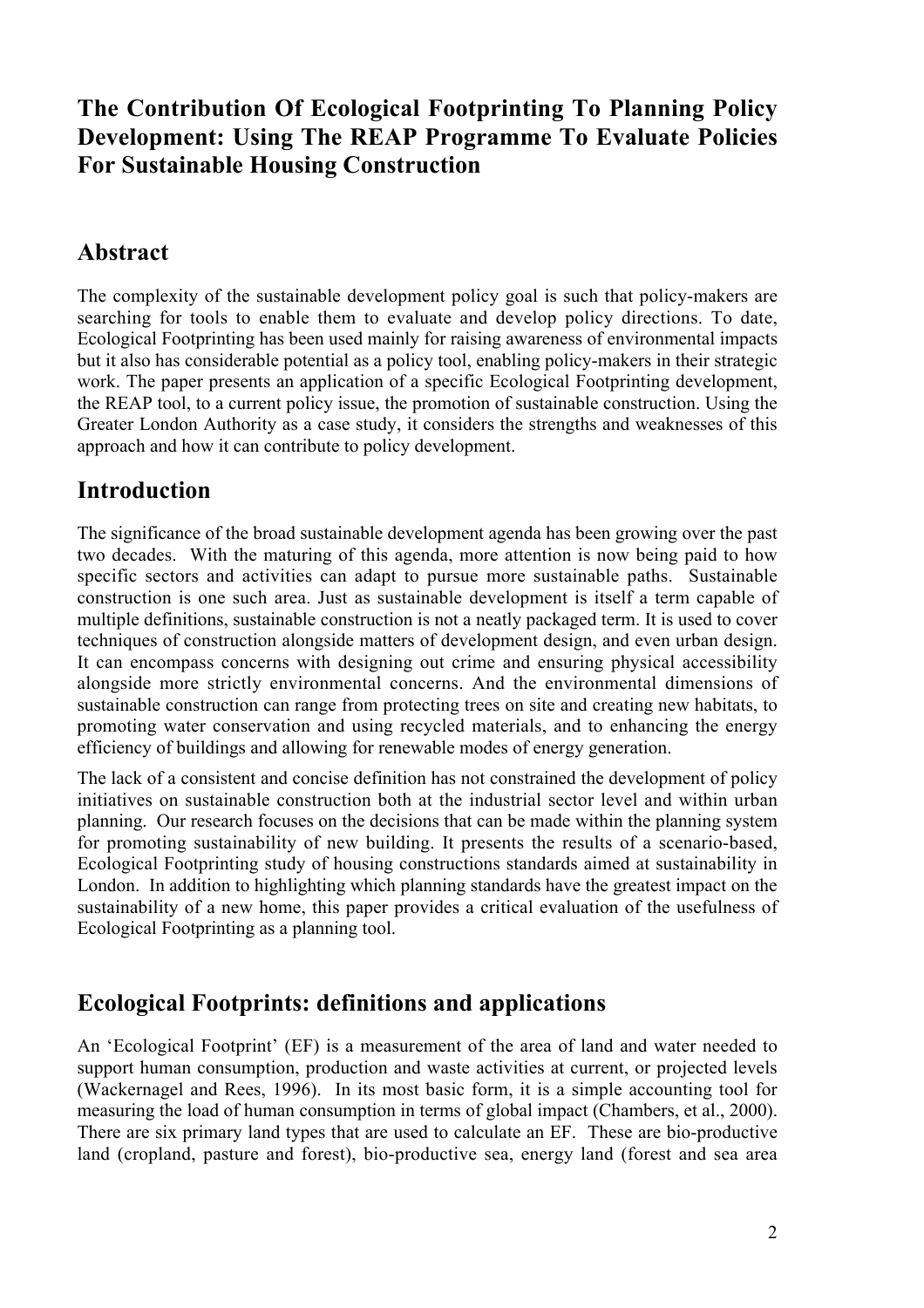# The Contribution Of Ecological Footprinting To Planning Policy Development: Using The REAP Programme To Evaluate Policies For Sustainable Housing Construction

## Abstract

The complexity of the sustainable development policy goal is such that policy-makers are searching for tools to enable them to evaluate and develop policy directions. To date, Ecological Footprinting has been used mainly for raising awareness of environmental impacts but it also has considerable potential as a policy tool, enabling policy-makers in their strategic work. The paper presents an application of a specific Ecological Footprinting development, the REAP tool, to a current policy issue, the promotion of sustainable construction. Using the Greater London Authority as a case study, it considers the strengths and weaknesses of this approach and how it can contribute to policy development.

## Introduction

The significance of the broad sustainable development agenda has been growing over the past two decades. With the maturing of this agenda, more attention is now being paid to how specific sectors and activities can adapt to pursue more sustainable paths. Sustainable construction is one such area. Just as sustainable development is itself a term capable of multiple definitions, sustainable construction is not a neatly packaged term. It is used to cover techniques of construction alongside matters of development design, and even urban design. It can encompass concerns with designing out crime and ensuring physical accessibility alongside more strictly environmental concerns. And the environmental dimensions of sustainable construction can range from protecting trees on site and creating new habitats, to promoting water conservation and using recycled materials, and to enhancing the energy efficiency of buildings and allowing for renewable modes of energy generation.

The lack of a consistent and concise definition has not constrained the development of policy initiatives on sustainable construction both at the industrial sector level and within urban planning. Our research focuses on the decisions that can be made within the planning system for promoting sustainability of new building. It presents the results of a scenario-based, Ecological Footprinting study of housing constructions standards aimed at sustainability in London. In addition to highlighting which planning standards have the greatest impact on the sustainability of a new home, this paper provides a critical evaluation of the usefulness of Ecological Footprinting as a planning tool.

## Ecological Footprints: definitions and applications

An 'Ecological Footprint' (EF) is a measurement of the area of land and water needed to support human consumption, production and waste activities at current, or projected levels (Wackernagel and Rees, 1996). In its most basic form, it is a simple accounting tool for measuring the load of human consumption in terms of global impact (Chambers, et al., 2000). There are six primary land types that are used to calculate an EF. These are bio-productive land (cropland, pasture and forest), bio-productive sea, energy land (forest and sea area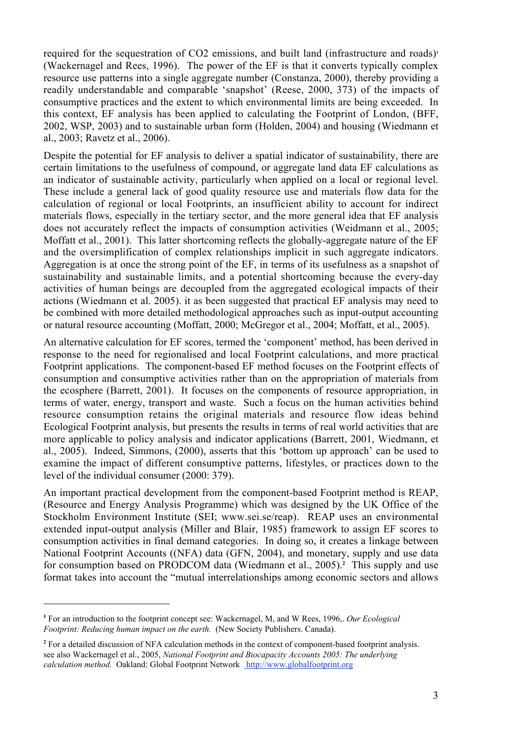required for the sequestration of $CO_2$ emissions, and built land (infrastructure and roads)[1] (Wackernagel and Rees, 1996). The power of the EF is that it converts typically complex resource use patterns into a single aggregate number (Constanza, 2000), thereby providing a readily understandable and comparable 'snapshot' (Reese, 2000, 373) of the impacts of consumptive practices and the extent to which environmental limits are being exceeded. In this context, EF analysis has been applied to calculating the Footprint of London, (BFF, 2002, WSP, 2003) and to sustainable urban form (Holden, 2004) and housing (Wiedmann et al., 2003; Ravetz et al., 2006).

Despite the potential for EF analysis to deliver a spatial indicator of sustainability, there are certain limitations to the usefulness of compound, or aggregate land data EF calculations as an indicator of sustainable activity, particularly when applied on a local or regional level. These include a general lack of good quality resource use and materials flow data for the calculation of regional or local Footprints, an insufficient ability to account for indirect materials flows, especially in the tertiary sector, and the more general idea that EF analysis does not accurately reflect the impacts of consumption activities (Weidmann et al., 2005; Moffatt et al., 2001). This latter shortcoming reflects the globally-aggregate nature of the EF and the oversimplification of complex relationships implicit in such aggregate indicators. Aggregation is at once the strong point of the EF, in terms of its usefulness as a snapshot of sustainability and sustainable limits, and a potential shortcoming because the every-day activities of human beings are decoupled from the aggregated ecological impacts of their actions (Wiedmann et al. 2005). it as been suggested that practical EF analysis may need to be combined with more detailed methodological approaches such as input-output accounting or natural resource accounting (Moffatt, 2000; McGregor et al., 2004; Moffatt, et al., 2005).

An alternative calculation for EF scores, termed the 'component' method, has been derived in response to the need for regionalised and local Footprint calculations, and more practical Footprint applications. The component-based EF method focuses on the Footprint effects of consumption and consumptive activities rather than on the appropriation of materials from the ecosphere (Barrett, 2001). It focuses on the components of resource appropriation, in terms of water, energy, transport and waste. Such a focus on the human activities behind resource consumption retains the original materials and resource flow ideas behind Ecological Footprint analysis, but presents the results in terms of real world activities that are more applicable to policy analysis and indicator applications (Barrett, 2001, Wiedmann, et al., 2005). Indeed, Simmons, (2000), asserts that this 'bottom up approach' can be used to examine the impact of different consumptive patterns, lifestyles, or practices down to the level of the individual consumer (2000: 379).

An important practical development from the component-based Footprint method is REAP, (Resource and Energy Analysis Programme) which was designed by the UK Office of the Stockholm Environment Institute (SEI; www.sei.se/reap). REAP uses an environmental extended input-output analysis (Miller and Blair, 1985) framework to assign EF scores to consumption activities in final demand categories. In doing so, it creates a linkage between National Footprint Accounts ((NFA) data (GFN, 2004), and monetary, supply and use data for consumption based on PRODCOM data (Wiedmann et al., 2005).[2] This supply and use format takes into account the "mutual interrelationships among economic sectors and allows

---

[1] For an introduction to the footprint concept see: Wackernagel, M, and W Rees, 1996,. *Our Ecological Footprint: Reducing human impact on the earth.* (New Society Publishers. Canada).

[2] For a detailed discussion of NFA calculation methods in the context of component-based footprint analysis. see also Wackernagel et al., 2005, *National Footprint and Biocapacity Accounts 2005: The underlying calculation method.* Oakland: Global Footprint Network http://www.globalfootprint.org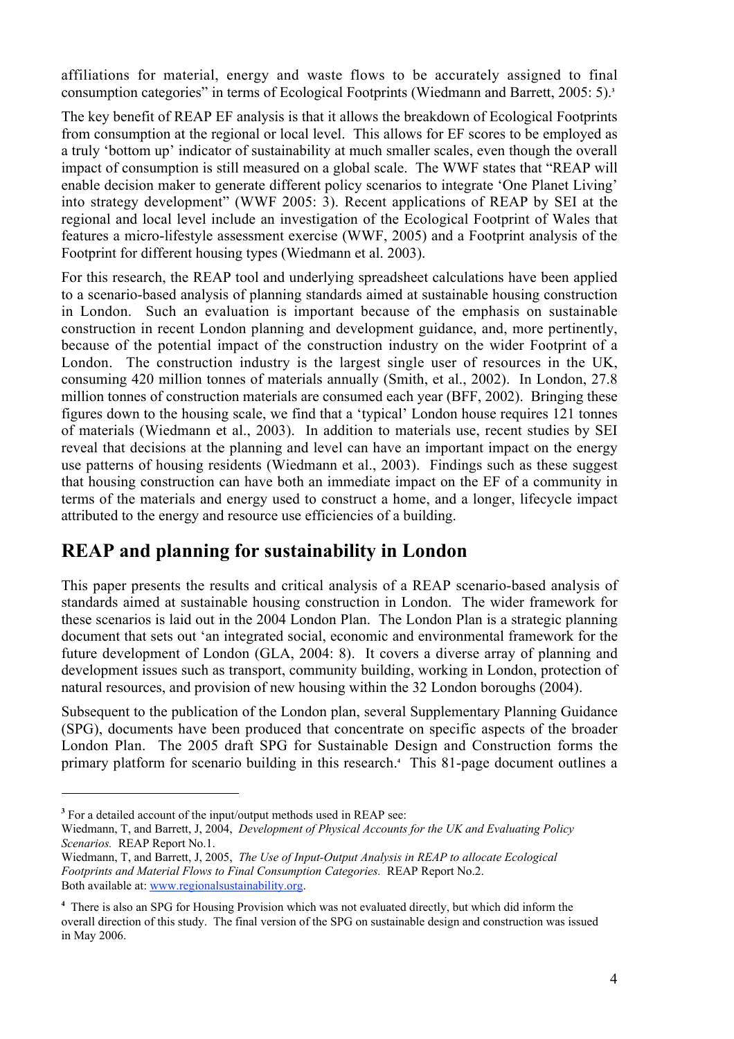affiliations for material, energy and waste flows to be accurately assigned to final consumption categories" in terms of Ecological Footprints (Wiedmann and Barrett, 2005: 5).[3]

The key benefit of REAP EF analysis is that it allows the breakdown of Ecological Footprints from consumption at the regional or local level. This allows for EF scores to be employed as a truly 'bottom up' indicator of sustainability at much smaller scales, even though the overall impact of consumption is still measured on a global scale. The WWF states that "REAP will enable decision maker to generate different policy scenarios to integrate 'One Planet Living' into strategy development" (WWF 2005: 3). Recent applications of REAP by SEI at the regional and local level include an investigation of the Ecological Footprint of Wales that features a micro-lifestyle assessment exercise (WWF, 2005) and a Footprint analysis of the Footprint for different housing types (Wiedmann et al. 2003).

For this research, the REAP tool and underlying spreadsheet calculations have been applied to a scenario-based analysis of planning standards aimed at sustainable housing construction in London. Such an evaluation is important because of the emphasis on sustainable construction in recent London planning and development guidance, and, more pertinently, because of the potential impact of the construction industry on the wider Footprint of a London. The construction industry is the largest single user of resources in the UK, consuming 420 million tonnes of materials annually (Smith, et al., 2002). In London, 27.8 million tonnes of construction materials are consumed each year (BFF, 2002). Bringing these figures down to the housing scale, we find that a 'typical' London house requires 121 tonnes of materials (Wiedmann et al., 2003). In addition to materials use, recent studies by SEI reveal that decisions at the planning and level can have an important impact on the energy use patterns of housing residents (Wiedmann et al., 2003). Findings such as these suggest that housing construction can have both an immediate impact on the EF of a community in terms of the materials and energy used to construct a home, and a longer, lifecycle impact attributed to the energy and resource use efficiencies of a building.

## REAP and planning for sustainability in London

This paper presents the results and critical analysis of a REAP scenario-based analysis of standards aimed at sustainable housing construction in London. The wider framework for these scenarios is laid out in the 2004 London Plan. The London Plan is a strategic planning document that sets out 'an integrated social, economic and environmental framework for the future development of London (GLA, 2004: 8). It covers a diverse array of planning and development issues such as transport, community building, working in London, protection of natural resources, and provision of new housing within the 32 London boroughs (2004).

Subsequent to the publication of the London plan, several Supplementary Planning Guidance (SPG), documents have been produced that concentrate on specific aspects of the broader London Plan. The 2005 draft SPG for Sustainable Design and Construction forms the primary platform for scenario building in this research.[4] This 81-page document outlines a

---

[3] For a detailed account of the input/output methods used in REAP see:
Wiedmann, T, and Barrett, J, 2004, *Development of Physical Accounts for the UK and Evaluating Policy Scenarios.* REAP Report No.1.
Wiedmann, T, and Barrett, J, 2005, *The Use of Input-Output Analysis in REAP to allocate Ecological Footprints and Material Flows to Final Consumption Categories.* REAP Report No.2.
Both available at: www.regionalsustainability.org.

[4] There is also an SPG for Housing Provision which was not evaluated directly, but which did inform the overall direction of this study. The final version of the SPG on sustainable design and construction was issued in May 2006.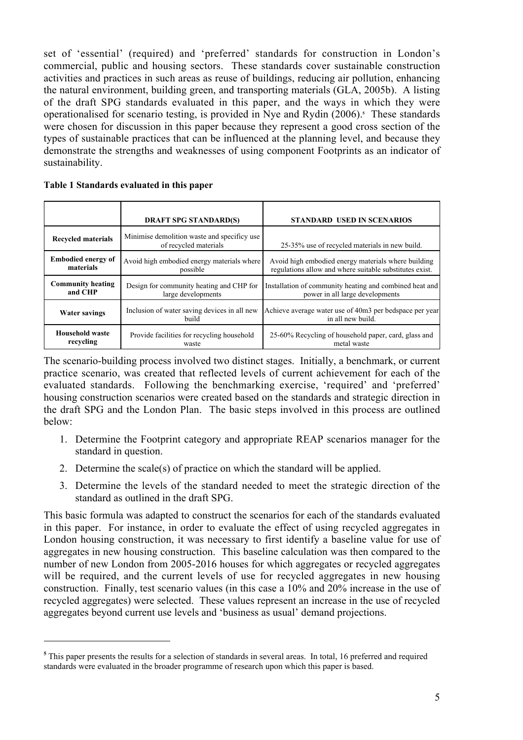set of 'essential' (required) and 'preferred' standards for construction in London's commercial, public and housing sectors. These standards cover sustainable construction activities and practices in such areas as reuse of buildings, reducing air pollution, enhancing the natural environment, building green, and transporting materials (GLA, 2005b). A listing of the draft SPG standards evaluated in this paper, and the ways in which they were operationalised for scenario testing, is provided in Nye and Rydin (2006).[5] These standards were chosen for discussion in this paper because they represent a good cross section of the types of sustainable practices that can be influenced at the planning level, and because they demonstrate the strengths and weaknesses of using component Footprints as an indicator of sustainability.

**Table 1 Standards evaluated in this paper**

| | DRAFT SPG STANDARD(S) | STANDARD USED IN SCENARIOS |
|---|---|---|
| **Recycled materials** | Minimise demolition waste and specificy use of recycled materials | 25-35% use of recycled materials in new build. |
| **Embodied energy of materials** | Avoid high embodied energy materials where possible | Avoid high embodied energy materials where building regulations allow and where suitable substitutes exist. |
| **Community heating and CHP** | Design for community heating and CHP for large developments | Installation of community heating and combined heat and power in all large developments |
| **Water savings** | Inclusion of water saving devices in all new build | Achieve average water use of 40m3 per bedspace per year in all new build. |
| **Household waste recycling** | Provide facilities for recycling household waste | 25-60% Recycling of household paper, card, glass and metal waste |

The scenario-building process involved two distinct stages. Initially, a benchmark, or current practice scenario, was created that reflected levels of current achievement for each of the evaluated standards. Following the benchmarking exercise, 'required' and 'preferred' housing construction scenarios were created based on the standards and strategic direction in the draft SPG and the London Plan. The basic steps involved in this process are outlined below:

1. Determine the Footprint category and appropriate REAP scenarios manager for the standard in question.
2. Determine the scale(s) of practice on which the standard will be applied.
3. Determine the levels of the standard needed to meet the strategic direction of the standard as outlined in the draft SPG.

This basic formula was adapted to construct the scenarios for each of the standards evaluated in this paper. For instance, in order to evaluate the effect of using recycled aggregates in London housing construction, it was necessary to first identify a baseline value for use of aggregates in new housing construction. This baseline calculation was then compared to the number of new London from 2005-2016 houses for which aggregates or recycled aggregates will be required, and the current levels of use for recycled aggregates in new housing construction. Finally, test scenario values (in this case a 10% and 20% increase in the use of recycled aggregates) were selected. These values represent an increase in the use of recycled aggregates beyond current use levels and 'business as usual' demand projections.

[5] This paper presents the results for a selection of standards in several areas. In total, 16 preferred and required standards were evaluated in the broader programme of research upon which this paper is based.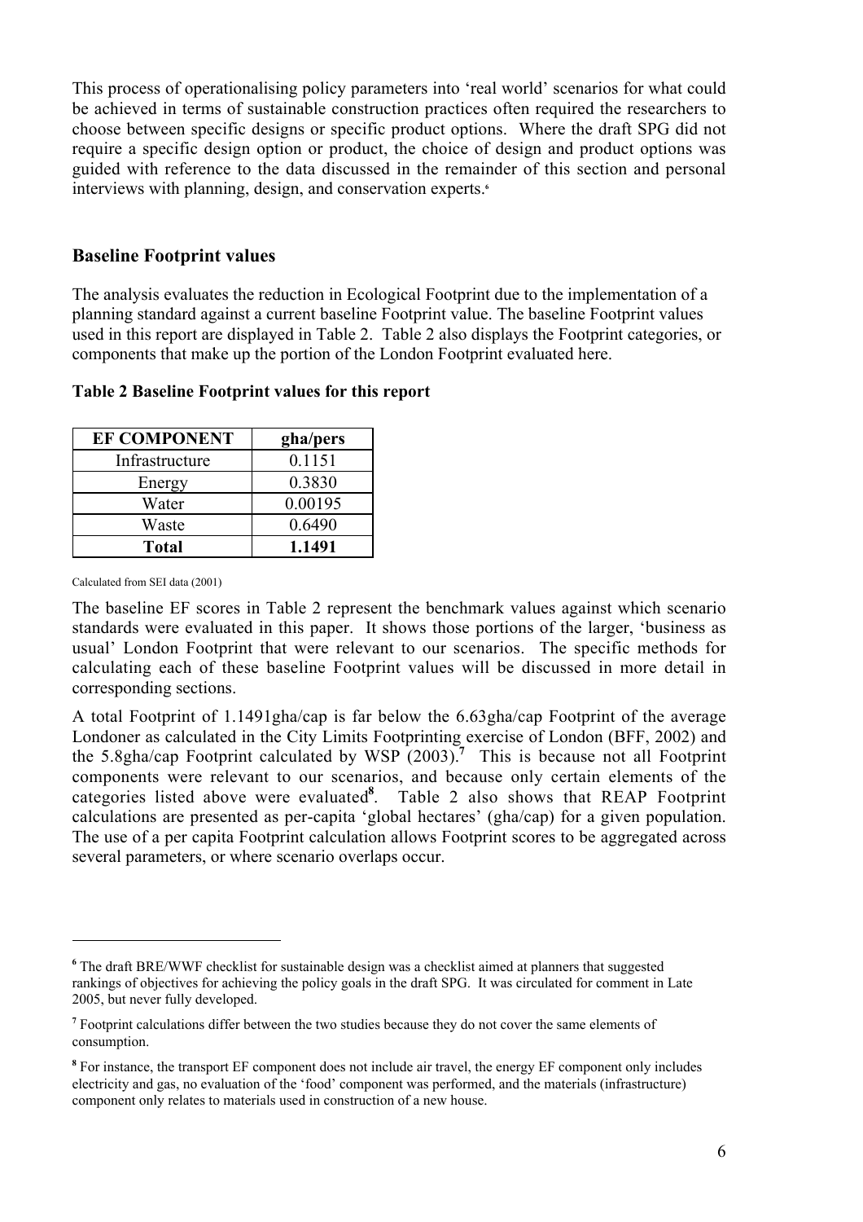This process of operationalising policy parameters into 'real world' scenarios for what could be achieved in terms of sustainable construction practices often required the researchers to choose between specific designs or specific product options. Where the draft SPG did not require a specific design option or product, the choice of design and product options was guided with reference to the data discussed in the remainder of this section and personal interviews with planning, design, and conservation experts.[6]

## Baseline Footprint values

The analysis evaluates the reduction in Ecological Footprint due to the implementation of a planning standard against a current baseline Footprint value. The baseline Footprint values used in this report are displayed in Table 2. Table 2 also displays the Footprint categories, or components that make up the portion of the London Footprint evaluated here.

**Table 2 Baseline Footprint values for this report**

| EF COMPONENT | gha/pers |
|---|---|
| Infrastructure | 0.1151 |
| Energy | 0.3830 |
| Water | 0.00195 |
| Waste | 0.6490 |
| **Total** | **1.1491** |

Calculated from SEI data (2001)

The baseline EF scores in Table 2 represent the benchmark values against which scenario standards were evaluated in this paper. It shows those portions of the larger, 'business as usual' London Footprint that were relevant to our scenarios. The specific methods for calculating each of these baseline Footprint values will be discussed in more detail in corresponding sections.

A total Footprint of 1.1491gha/cap is far below the 6.63gha/cap Footprint of the average Londoner as calculated in the City Limits Footprinting exercise of London (BFF, 2002) and the 5.8gha/cap Footprint calculated by WSP (2003).[7] This is because not all Footprint components were relevant to our scenarios, and because only certain elements of the categories listed above were evaluated[8]. Table 2 also shows that REAP Footprint calculations are presented as per-capita 'global hectares' (gha/cap) for a given population. The use of a per capita Footprint calculation allows Footprint scores to be aggregated across several parameters, or where scenario overlaps occur.

---

[6] The draft BRE/WWF checklist for sustainable design was a checklist aimed at planners that suggested rankings of objectives for achieving the policy goals in the draft SPG. It was circulated for comment in Late 2005, but never fully developed.

[7] Footprint calculations differ between the two studies because they do not cover the same elements of consumption.

[8] For instance, the transport EF component does not include air travel, the energy EF component only includes electricity and gas, no evaluation of the 'food' component was performed, and the materials (infrastructure) component only relates to materials used in construction of a new house.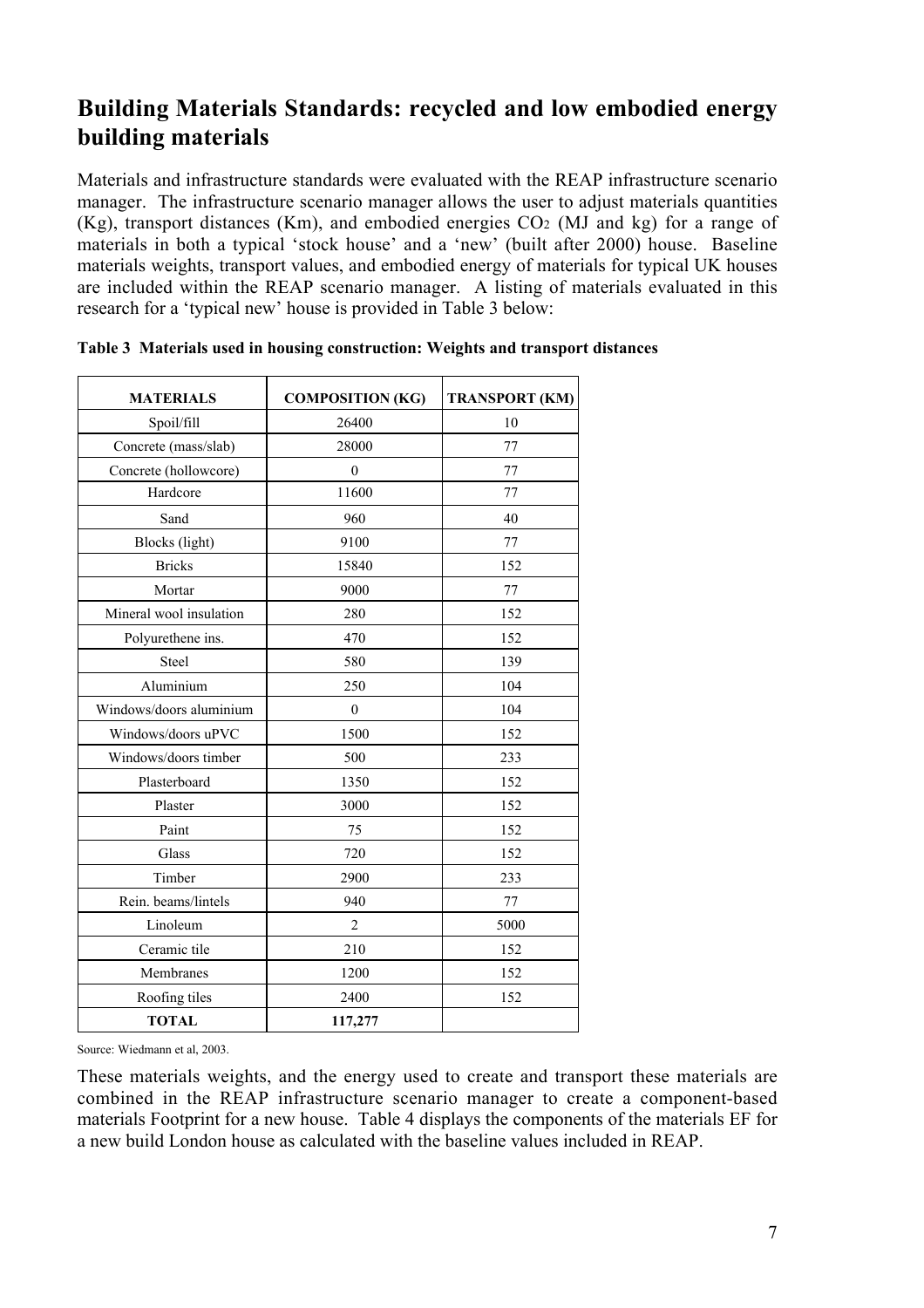## Building Materials Standards: recycled and low embodied energy building materials

Materials and infrastructure standards were evaluated with the REAP infrastructure scenario manager. The infrastructure scenario manager allows the user to adjust materials quantities (Kg), transport distances (Km), and embodied energies $CO_2$ (MJ and kg) for a range of materials in both a typical 'stock house' and a 'new' (built after 2000) house. Baseline materials weights, transport values, and embodied energy of materials for typical UK houses are included within the REAP scenario manager. A listing of materials evaluated in this research for a 'typical new' house is provided in Table 3 below:

**Table 3 Materials used in housing construction: Weights and transport distances**

| MATERIALS | COMPOSITION (KG) | TRANSPORT (KM) |
|---|---|---|
| Spoil/fill | 26400 | 10 |
| Concrete (mass/slab) | 28000 | 77 |
| Concrete (hollowcore) | 0 | 77 |
| Hardcore | 11600 | 77 |
| Sand | 960 | 40 |
| Blocks (light) | 9100 | 77 |
| Bricks | 15840 | 152 |
| Mortar | 9000 | 77 |
| Mineral wool insulation | 280 | 152 |
| Polyurethene ins. | 470 | 152 |
| Steel | 580 | 139 |
| Aluminium | 250 | 104 |
| Windows/doors aluminium | 0 | 104 |
| Windows/doors uPVC | 1500 | 152 |
| Windows/doors timber | 500 | 233 |
| Plasterboard | 1350 | 152 |
| Plaster | 3000 | 152 |
| Paint | 75 | 152 |
| Glass | 720 | 152 |
| Timber | 2900 | 233 |
| Rein. beams/lintels | 940 | 77 |
| Linoleum | 2 | 5000 |
| Ceramic tile | 210 | 152 |
| Membranes | 1200 | 152 |
| Roofing tiles | 2400 | 152 |
| **TOTAL** | **117,277** | |

Source: Wiedmann et al, 2003.

These materials weights, and the energy used to create and transport these materials are combined in the REAP infrastructure scenario manager to create a component-based materials Footprint for a new house. Table 4 displays the components of the materials EF for a new build London house as calculated with the baseline values included in REAP.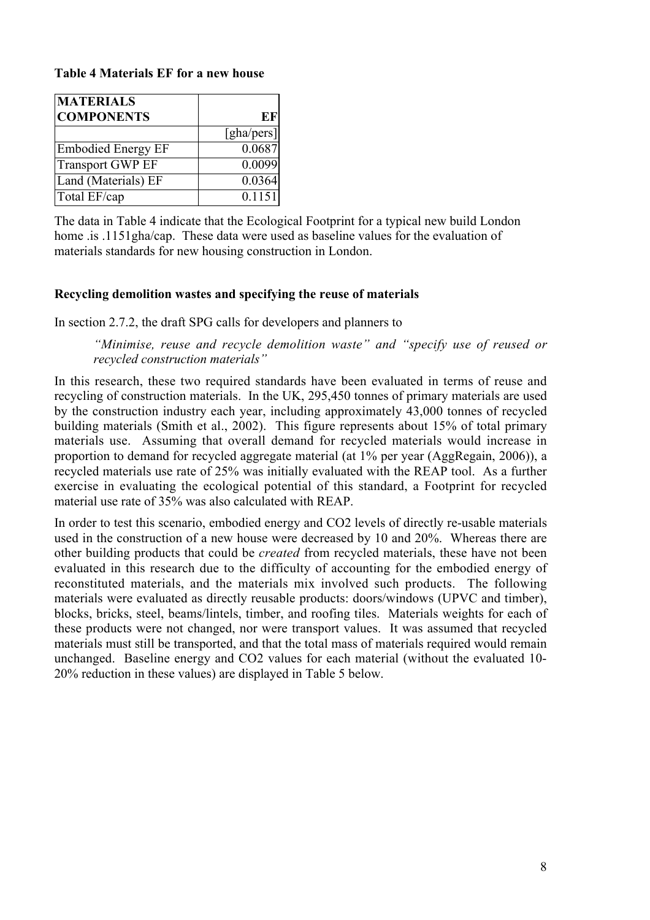**Table 4 Materials EF for a new house**

| MATERIALS COMPONENTS | EF |
|---|---|
| | [gha/pers] |
| Embodied Energy EF | 0.0687 |
| Transport GWP EF | 0.0099 |
| Land (Materials) EF | 0.0364 |
| Total EF/cap | 0.1151 |

The data in Table 4 indicate that the Ecological Footprint for a typical new build London home .is .1151gha/cap. These data were used as baseline values for the evaluation of materials standards for new housing construction in London.

### Recycling demolition wastes and specifying the reuse of materials

In section 2.7.2, the draft SPG calls for developers and planners to

> *"Minimise, reuse and recycle demolition waste" and "specify use of reused or recycled construction materials"*

In this research, these two required standards have been evaluated in terms of reuse and recycling of construction materials. In the UK, 295,450 tonnes of primary materials are used by the construction industry each year, including approximately 43,000 tonnes of recycled building materials (Smith et al., 2002). This figure represents about 15% of total primary materials use. Assuming that overall demand for recycled materials would increase in proportion to demand for recycled aggregate material (at 1% per year (AggRegain, 2006)), a recycled materials use rate of 25% was initially evaluated with the REAP tool. As a further exercise in evaluating the ecological potential of this standard, a Footprint for recycled material use rate of 35% was also calculated with REAP.

In order to test this scenario, embodied energy and CO2 levels of directly re-usable materials used in the construction of a new house were decreased by 10 and 20%. Whereas there are other building products that could be *created* from recycled materials, these have not been evaluated in this research due to the difficulty of accounting for the embodied energy of reconstituted materials, and the materials mix involved such products. The following materials were evaluated as directly reusable products: doors/windows (UPVC and timber), blocks, bricks, steel, beams/lintels, timber, and roofing tiles. Materials weights for each of these products were not changed, nor were transport values. It was assumed that recycled materials must still be transported, and that the total mass of materials required would remain unchanged. Baseline energy and CO2 values for each material (without the evaluated 10-20% reduction in these values) are displayed in Table 5 below.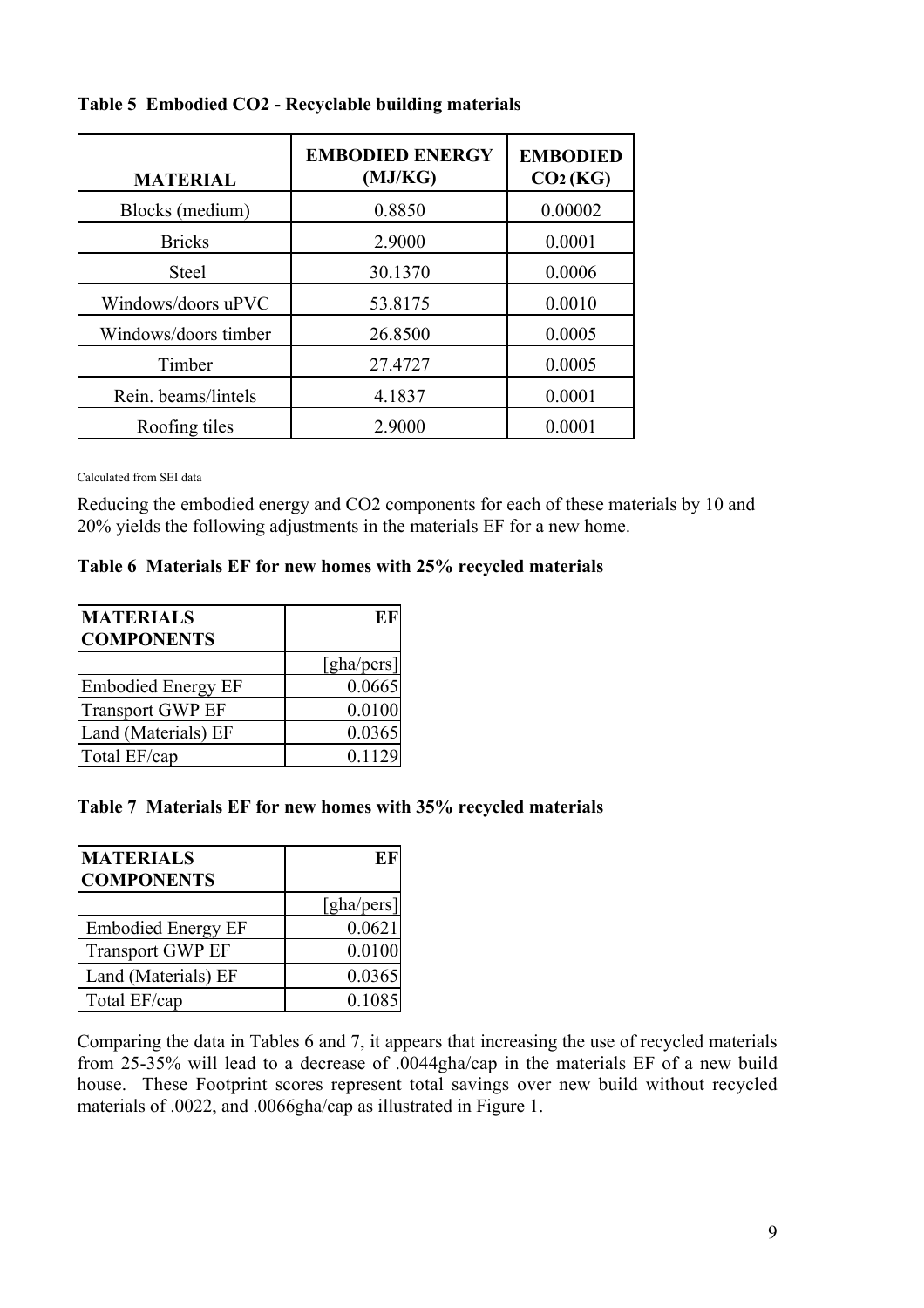**Table 5 Embodied CO2 - Recyclable building materials**

| MATERIAL | EMBODIED ENERGY (MJ/KG) | EMBODIED $CO_2$ (KG) |
|---|---|---|
| Blocks (medium) | 0.8850 | 0.00002 |
| Bricks | 2.9000 | 0.0001 |
| Steel | 30.1370 | 0.0006 |
| Windows/doors uPVC | 53.8175 | 0.0010 |
| Windows/doors timber | 26.8500 | 0.0005 |
| Timber | 27.4727 | 0.0005 |
| Rein. beams/lintels | 4.1837 | 0.0001 |
| Roofing tiles | 2.9000 | 0.0001 |

Calculated from SEI data

Reducing the embodied energy and CO2 components for each of these materials by 10 and 20% yields the following adjustments in the materials EF for a new home.

**Table 6 Materials EF for new homes with 25% recycled materials**

| MATERIALS COMPONENTS | EF |
|---|---|
| | [gha/pers] |
| Embodied Energy EF | 0.0665 |
| Transport GWP EF | 0.0100 |
| Land (Materials) EF | 0.0365 |
| Total EF/cap | 0.1129 |

**Table 7 Materials EF for new homes with 35% recycled materials**

| MATERIALS COMPONENTS | EF |
|---|---|
| | [gha/pers] |
| Embodied Energy EF | 0.0621 |
| Transport GWP EF | 0.0100 |
| Land (Materials) EF | 0.0365 |
| Total EF/cap | 0.1085 |

Comparing the data in Tables 6 and 7, it appears that increasing the use of recycled materials from 25-35% will lead to a decrease of .0044gha/cap in the materials EF of a new build house. These Footprint scores represent total savings over new build without recycled materials of .0022, and .0066gha/cap as illustrated in Figure 1.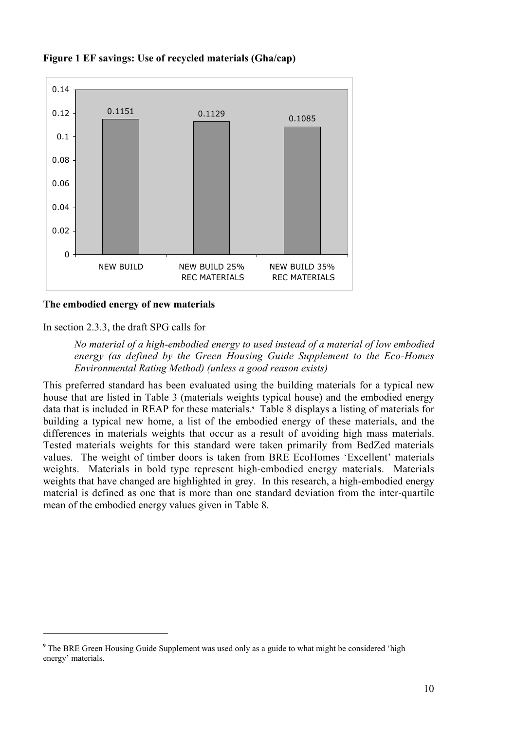**Figure 1 EF savings: Use of recycled materials (Gha/cap)**

| | NEW BUILD | NEW BUILD 25% REC MATERIALS | NEW BUILD 35% REC MATERIALS |
|---|---|---|---|
| Gha/cap | 0.1151 | 0.1129 | 0.1085 |

**The embodied energy of new materials**

In section 2.3.3, the draft SPG calls for

> *No material of a high-embodied energy to used instead of a material of low embodied energy (as defined by the Green Housing Guide Supplement to the Eco-Homes Environmental Rating Method) (unless a good reason exists)*

This preferred standard has been evaluated using the building materials for a typical new house that are listed in Table 3 (materials weights typical house) and the embodied energy data that is included in REAP for these materials.[9] Table 8 displays a listing of materials for building a typical new home, a list of the embodied energy of these materials, and the differences in materials weights that occur as a result of avoiding high mass materials. Tested materials weights for this standard were taken primarily from BedZed materials values. The weight of timber doors is taken from BRE EcoHomes 'Excellent' materials weights. Materials in bold type represent high-embodied energy materials. Materials weights that have changed are highlighted in grey. In this research, a high-embodied energy material is defined as one that is more than one standard deviation from the inter-quartile mean of the embodied energy values given in Table 8.

[9] The BRE Green Housing Guide Supplement was used only as a guide to what might be considered 'high energy' materials.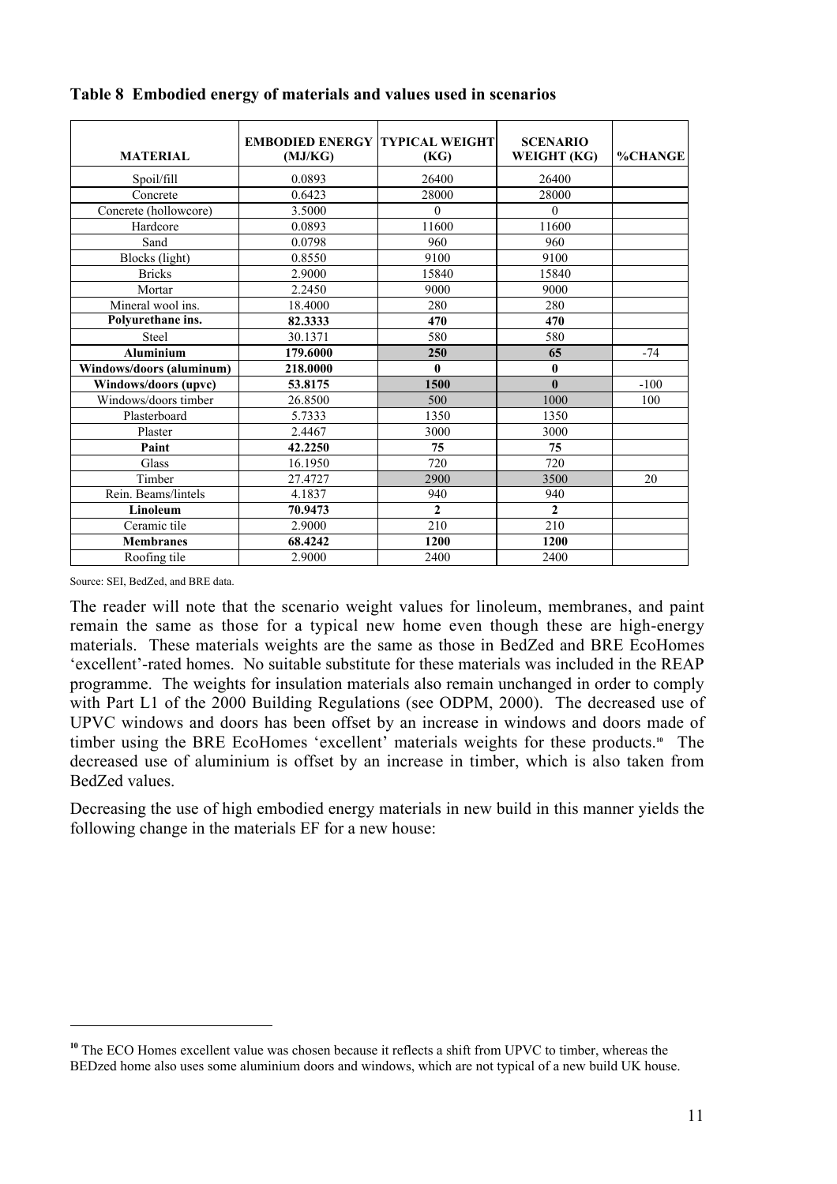**Table 8 Embodied energy of materials and values used in scenarios**

| MATERIAL | EMBODIED ENERGY (MJ/KG) | TYPICAL WEIGHT (KG) | SCENARIO WEIGHT (KG) | %CHANGE |
|---|---|---|---|---|
| Spoil/fill | 0.0893 | 26400 | 26400 | |
| Concrete | 0.6423 | 28000 | 28000 | |
| Concrete (hollowcore) | 3.5000 | 0 | 0 | |
| Hardcore | 0.0893 | 11600 | 11600 | |
| Sand | 0.0798 | 960 | 960 | |
| Blocks (light) | 0.8550 | 9100 | 9100 | |
| Bricks | 2.9000 | 15840 | 15840 | |
| Mortar | 2.2450 | 9000 | 9000 | |
| Mineral wool ins. | 18.4000 | 280 | 280 | |
| **Polyurethane ins.** | **82.3333** | **470** | **470** | |
| Steel | 30.1371 | 580 | 580 | |
| **Aluminium** | **179.6000** | **250** | **65** | -74 |
| **Windows/doors (aluminum)** | **218.0000** | **0** | **0** | |
| **Windows/doors (upvc)** | **53.8175** | **1500** | **0** | -100 |
| Windows/doors timber | 26.8500 | 500 | 1000 | 100 |
| Plasterboard | 5.7333 | 1350 | 1350 | |
| Plaster | 2.4467 | 3000 | 3000 | |
| **Paint** | **42.2250** | **75** | **75** | |
| Glass | 16.1950 | 720 | 720 | |
| Timber | 27.4727 | 2900 | 3500 | 20 |
| Rein. Beams/lintels | 4.1837 | 940 | 940 | |
| **Linoleum** | **70.9473** | **2** | **2** | |
| Ceramic tile | 2.9000 | 210 | 210 | |
| **Membranes** | **68.4242** | **1200** | **1200** | |
| Roofing tile | 2.9000 | 2400 | 2400 | |

Source: SEI, BedZed, and BRE data.

The reader will note that the scenario weight values for linoleum, membranes, and paint remain the same as those for a typical new home even though these are high-energy materials. These materials weights are the same as those in BedZed and BRE EcoHomes 'excellent'-rated homes. No suitable substitute for these materials was included in the REAP programme. The weights for insulation materials also remain unchanged in order to comply with Part L1 of the 2000 Building Regulations (see ODPM, 2000). The decreased use of UPVC windows and doors has been offset by an increase in windows and doors made of timber using the BRE EcoHomes 'excellent' materials weights for these products.[10] The decreased use of aluminium is offset by an increase in timber, which is also taken from BedZed values.

Decreasing the use of high embodied energy materials in new build in this manner yields the following change in the materials EF for a new house:

---

[10] The ECO Homes excellent value was chosen because it reflects a shift from UPVC to timber, whereas the BEDzed home also uses some aluminium doors and windows, which are not typical of a new build UK house.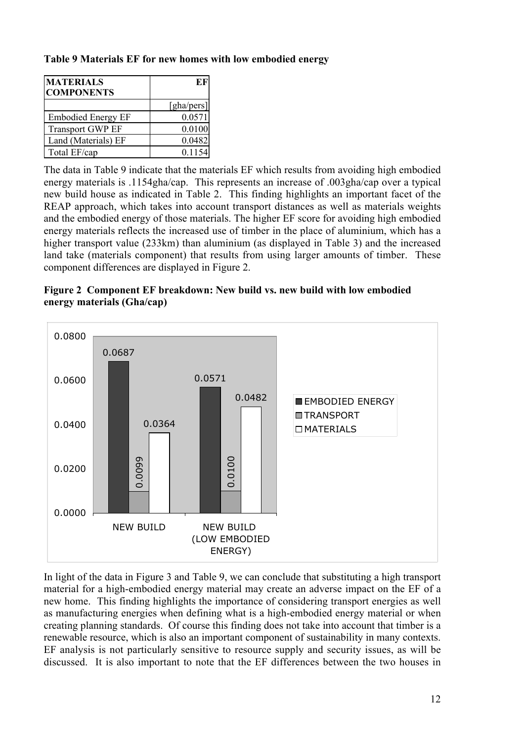**Table 9 Materials EF for new homes with low embodied energy**

| MATERIALS COMPONENTS | EF |
|---|---|
| | [gha/pers] |
| Embodied Energy EF | 0.0571 |
| Transport GWP EF | 0.0100 |
| Land (Materials) EF | 0.0482 |
| Total EF/cap | 0.1154 |

The data in Table 9 indicate that the materials EF which results from avoiding high embodied energy materials is .1154gha/cap. This represents an increase of .003gha/cap over a typical new build house as indicated in Table 2. This finding highlights an important facet of the REAP approach, which takes into account transport distances as well as materials weights and the embodied energy of those materials. The higher EF score for avoiding high embodied energy materials reflects the increased use of timber in the place of aluminium, which has a higher transport value (233km) than aluminium (as displayed in Table 3) and the increased land take (materials component) that results from using larger amounts of timber. These component differences are displayed in Figure 2.

**Figure 2 Component EF breakdown: New build vs. new build with low embodied energy materials (Gha/cap)**

| | EMBODIED ENERGY | TRANSPORT | MATERIALS |
|---|---|---|---|
| NEW BUILD | 0.0687 | 0.0099 | 0.0364 |
| NEW BUILD (LOW EMBODIED ENERGY) | 0.0571 | 0.0100 | 0.0482 |

In light of the data in Figure 3 and Table 9, we can conclude that substituting a high transport material for a high-embodied energy material may create an adverse impact on the EF of a new home. This finding highlights the importance of considering transport energies as well as manufacturing energies when defining what is a high-embodied energy material or when creating planning standards. Of course this finding does not take into account that timber is a renewable resource, which is also an important component of sustainability in many contexts. EF analysis is not particularly sensitive to resource supply and security issues, as will be discussed. It is also important to note that the EF differences between the two houses in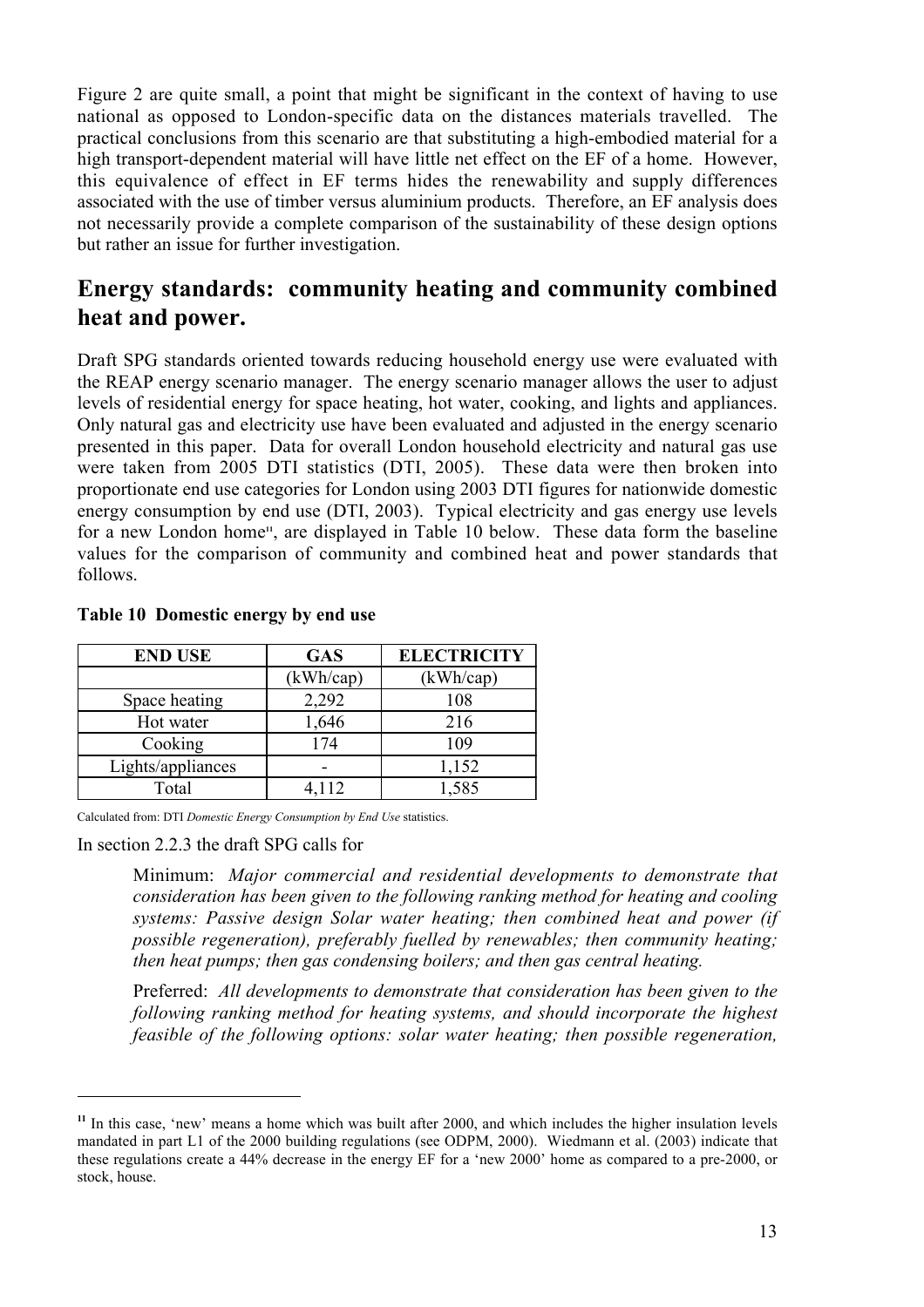Figure 2 are quite small, a point that might be significant in the context of having to use national as opposed to London-specific data on the distances materials travelled. The practical conclusions from this scenario are that substituting a high-embodied material for a high transport-dependent material will have little net effect on the EF of a home. However, this equivalence of effect in EF terms hides the renewability and supply differences associated with the use of timber versus aluminium products. Therefore, an EF analysis does not necessarily provide a complete comparison of the sustainability of these design options but rather an issue for further investigation.

## Energy standards: community heating and community combined heat and power.

Draft SPG standards oriented towards reducing household energy use were evaluated with the REAP energy scenario manager. The energy scenario manager allows the user to adjust levels of residential energy for space heating, hot water, cooking, and lights and appliances. Only natural gas and electricity use have been evaluated and adjusted in the energy scenario presented in this paper. Data for overall London household electricity and natural gas use were taken from 2005 DTI statistics (DTI, 2005). These data were then broken into proportionate end use categories for London using 2003 DTI figures for nationwide domestic energy consumption by end use (DTI, 2003). Typical electricity and gas energy use levels for a new London home[11], are displayed in Table 10 below. These data form the baseline values for the comparison of community and combined heat and power standards that follows.

**Table 10 Domestic energy by end use**

| END USE | GAS | ELECTRICITY |
|---|---|---|
| | (kWh/cap) | (kWh/cap) |
| Space heating | 2,292 | 108 |
| Hot water | 1,646 | 216 |
| Cooking | 174 | 109 |
| Lights/appliances | - | 1,152 |
| Total | 4,112 | 1,585 |

Calculated from: DTI *Domestic Energy Consumption by End Use* statistics.

In section 2.2.3 the draft SPG calls for

> Minimum: *Major commercial and residential developments to demonstrate that consideration has been given to the following ranking method for heating and cooling systems: Passive design Solar water heating; then combined heat and power (if possible regeneration), preferably fuelled by renewables; then community heating; then heat pumps; then gas condensing boilers; and then gas central heating.*
>
> Preferred: *All developments to demonstrate that consideration has been given to the following ranking method for heating systems, and should incorporate the highest feasible of the following options: solar water heating; then possible regeneration,*

---

[11] In this case, 'new' means a home which was built after 2000, and which includes the higher insulation levels mandated in part L1 of the 2000 building regulations (see ODPM, 2000). Wiedmann et al. (2003) indicate that these regulations create a 44% decrease in the energy EF for a 'new 2000' home as compared to a pre-2000, or stock, house.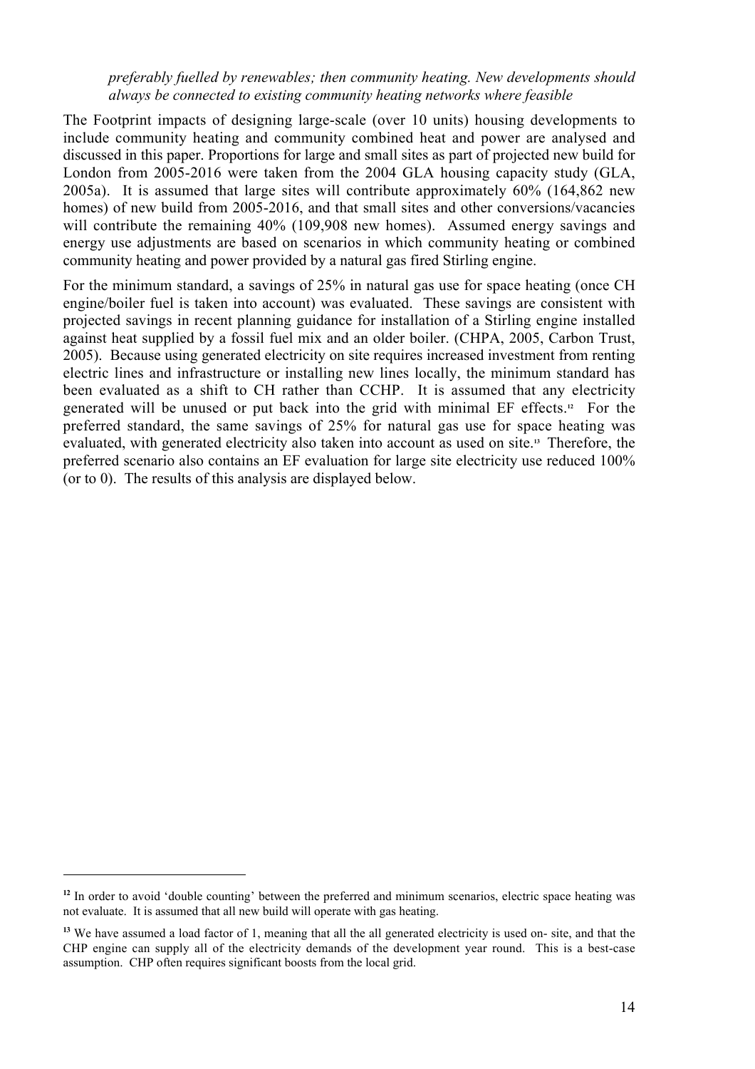*preferably fuelled by renewables; then community heating. New developments should always be connected to existing community heating networks where feasible*

The Footprint impacts of designing large-scale (over 10 units) housing developments to include community heating and community combined heat and power are analysed and discussed in this paper. Proportions for large and small sites as part of projected new build for London from 2005-2016 were taken from the 2004 GLA housing capacity study (GLA, 2005a). It is assumed that large sites will contribute approximately 60% (164,862 new homes) of new build from 2005-2016, and that small sites and other conversions/vacancies will contribute the remaining 40% (109,908 new homes). Assumed energy savings and energy use adjustments are based on scenarios in which community heating or combined community heating and power provided by a natural gas fired Stirling engine.

For the minimum standard, a savings of 25% in natural gas use for space heating (once CH engine/boiler fuel is taken into account) was evaluated. These savings are consistent with projected savings in recent planning guidance for installation of a Stirling engine installed against heat supplied by a fossil fuel mix and an older boiler. (CHPA, 2005, Carbon Trust, 2005). Because using generated electricity on site requires increased investment from renting electric lines and infrastructure or installing new lines locally, the minimum standard has been evaluated as a shift to CH rather than CCHP. It is assumed that any electricity generated will be unused or put back into the grid with minimal EF effects.[12] For the preferred standard, the same savings of 25% for natural gas use for space heating was evaluated, with generated electricity also taken into account as used on site.[13] Therefore, the preferred scenario also contains an EF evaluation for large site electricity use reduced 100% (or to 0). The results of this analysis are displayed below.

---

[12] In order to avoid 'double counting' between the preferred and minimum scenarios, electric space heating was not evaluate. It is assumed that all new build will operate with gas heating.

[13] We have assumed a load factor of 1, meaning that all the all generated electricity is used on- site, and that the CHP engine can supply all of the electricity demands of the development year round. This is a best-case assumption. CHP often requires significant boosts from the local grid.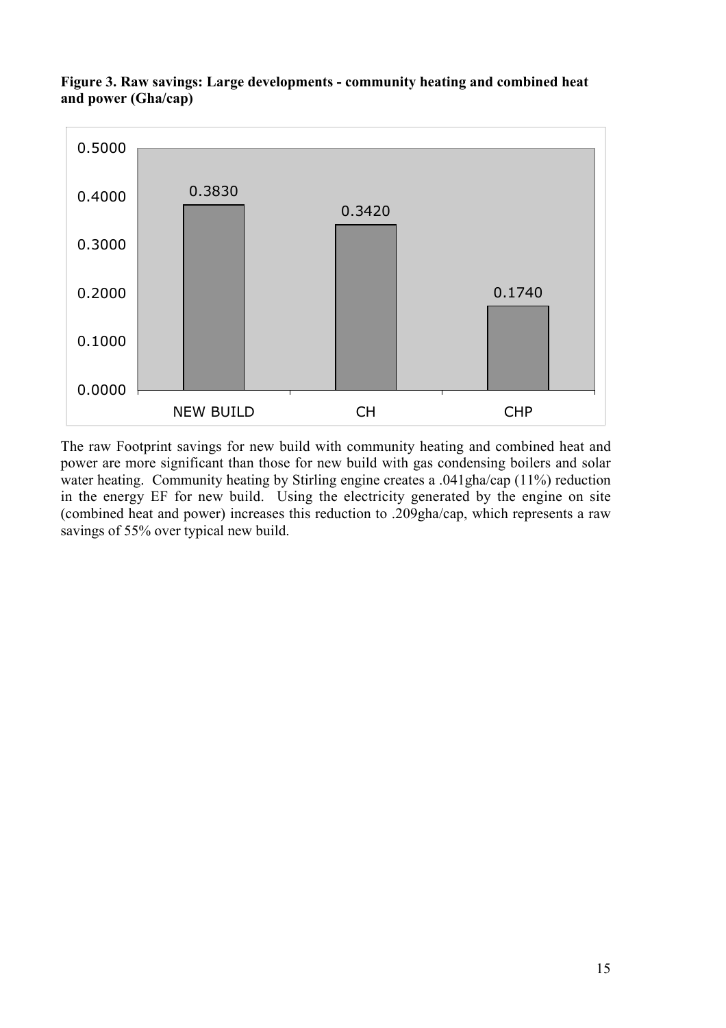**Figure 3. Raw savings: Large developments - community heating and combined heat and power (Gha/cap)**

| | NEW BUILD | CH | CHP |
|---|---|---|---|
| Gha/cap | 0.3830 | 0.3420 | 0.1740 |

The raw Footprint savings for new build with community heating and combined heat and power are more significant than those for new build with gas condensing boilers and solar water heating. Community heating by Stirling engine creates a .041gha/cap (11%) reduction in the energy EF for new build. Using the electricity generated by the engine on site (combined heat and power) increases this reduction to .209gha/cap, which represents a raw savings of 55% over typical new build.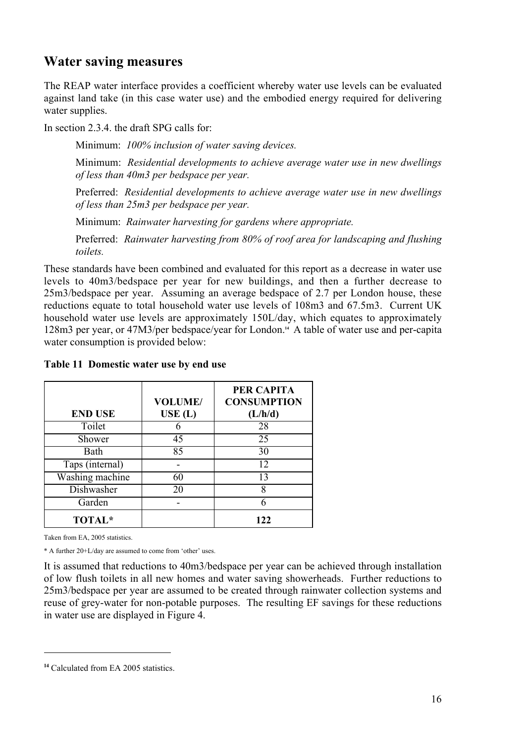## Water saving measures

The REAP water interface provides a coefficient whereby water use levels can be evaluated against land take (in this case water use) and the embodied energy required for delivering water supplies.

In section 2.3.4. the draft SPG calls for:

> Minimum: *100% inclusion of water saving devices.*
>
> Minimum: *Residential developments to achieve average water use in new dwellings of less than 40m3 per bedspace per year.*
>
> Preferred: *Residential developments to achieve average water use in new dwellings of less than 25m3 per bedspace per year.*
>
> Minimum: *Rainwater harvesting for gardens where appropriate.*
>
> Preferred: *Rainwater harvesting from 80% of roof area for landscaping and flushing toilets.*

These standards have been combined and evaluated for this report as a decrease in water use levels to 40m3/bedspace per year for new buildings, and then a further decrease to 25m3/bedspace per year. Assuming an average bedspace of 2.7 per London house, these reductions equate to total household water use levels of 108m3 and 67.5m3. Current UK household water use levels are approximately 150L/day, which equates to approximately 128m3 per year, or 47M3/per bedspace/year for London.[14] A table of water use and per-capita water consumption is provided below:

**Table 11 Domestic water use by end use**

| END USE | VOLUME/ USE (L) | PER CAPITA CONSUMPTION (L/h/d) |
|---|---|---|
| Toilet | 6 | 28 |
| Shower | 45 | 25 |
| Bath | 85 | 30 |
| Taps (internal) | - | 12 |
| Washing machine | 60 | 13 |
| Dishwasher | 20 | 8 |
| Garden | - | 6 |
| **TOTAL*** | | **122** |

Taken from EA, 2005 statistics.

* A further 20+L/day are assumed to come from 'other' uses.

It is assumed that reductions to 40m3/bedspace per year can be achieved through installation of low flush toilets in all new homes and water saving showerheads. Further reductions to 25m3/bedspace per year are assumed to be created through rainwater collection systems and reuse of grey-water for non-potable purposes. The resulting EF savings for these reductions in water use are displayed in Figure 4.

---

[14] Calculated from EA 2005 statistics.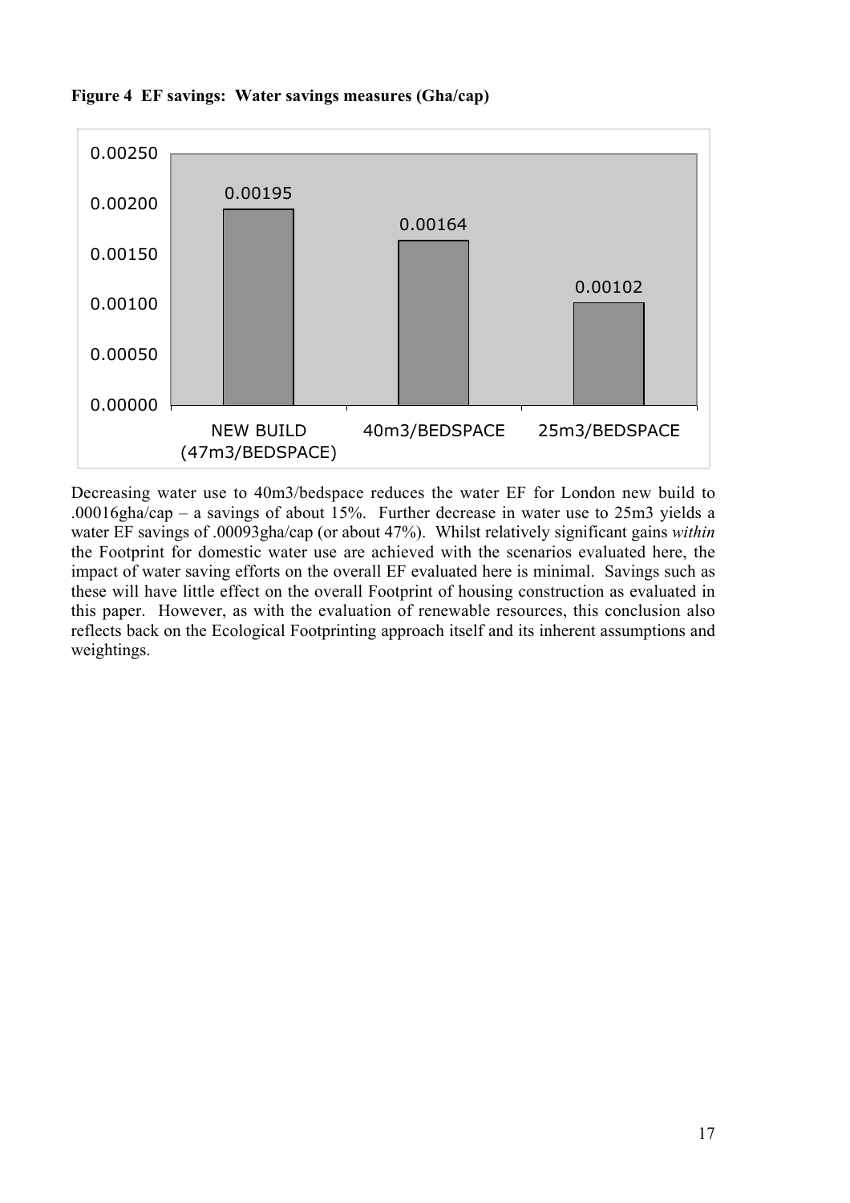**Figure 4 EF savings: Water savings measures (Gha/cap)**

| Scenario | EF (Gha/cap) |
|---|---|
| NEW BUILD (47m3/BEDSPACE) | 0.00195 |
| 40m3/BEDSPACE | 0.00164 |
| 25m3/BEDSPACE | 0.00102 |

Decreasing water use to 40m3/bedspace reduces the water EF for London new build to .00016gha/cap – a savings of about 15%. Further decrease in water use to 25m3 yields a water EF savings of .00093gha/cap (or about 47%). Whilst relatively significant gains *within* the Footprint for domestic water use are achieved with the scenarios evaluated here, the impact of water saving efforts on the overall EF evaluated here is minimal. Savings such as these will have little effect on the overall Footprint of housing construction as evaluated in this paper. However, as with the evaluation of renewable resources, this conclusion also reflects back on the Ecological Footprinting approach itself and its inherent assumptions and weightings.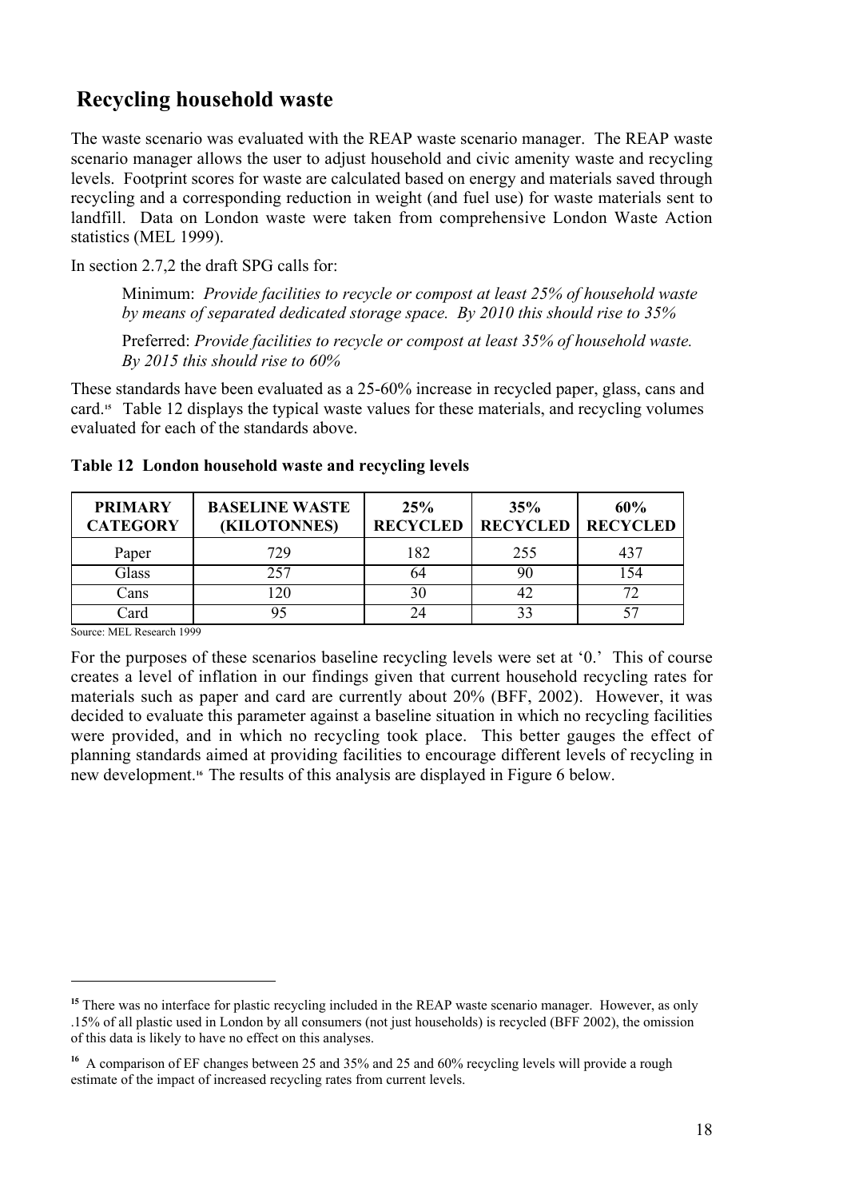## Recycling household waste

The waste scenario was evaluated with the REAP waste scenario manager. The REAP waste scenario manager allows the user to adjust household and civic amenity waste and recycling levels. Footprint scores for waste are calculated based on energy and materials saved through recycling and a corresponding reduction in weight (and fuel use) for waste materials sent to landfill. Data on London waste were taken from comprehensive London Waste Action statistics (MEL 1999).

In section 2.7,2 the draft SPG calls for:

> Minimum: *Provide facilities to recycle or compost at least 25% of household waste by means of separated dedicated storage space. By 2010 this should rise to 35%*
>
> Preferred: *Provide facilities to recycle or compost at least 35% of household waste. By 2015 this should rise to 60%*

These standards have been evaluated as a 25-60% increase in recycled paper, glass, cans and card.[15] Table 12 displays the typical waste values for these materials, and recycling volumes evaluated for each of the standards above.

**Table 12 London household waste and recycling levels**

| PRIMARY CATEGORY | BASELINE WASTE (KILOTONNES) | 25% RECYCLED | 35% RECYCLED | 60% RECYCLED |
|---|---|---|---|---|
| Paper | 729 | 182 | 255 | 437 |
| Glass | 257 | 64 | 90 | 154 |
| Cans | 120 | 30 | 42 | 72 |
| Card | 95 | 24 | 33 | 57 |

Source: MEL Research 1999

For the purposes of these scenarios baseline recycling levels were set at '0.' This of course creates a level of inflation in our findings given that current household recycling rates for materials such as paper and card are currently about 20% (BFF, 2002). However, it was decided to evaluate this parameter against a baseline situation in which no recycling facilities were provided, and in which no recycling took place. This better gauges the effect of planning standards aimed at providing facilities to encourage different levels of recycling in new development.[16] The results of this analysis are displayed in Figure 6 below.

---

[15] There was no interface for plastic recycling included in the REAP waste scenario manager. However, as only .15% of all plastic used in London by all consumers (not just households) is recycled (BFF 2002), the omission of this data is likely to have no effect on this analyses.

[16] A comparison of EF changes between 25 and 35% and 25 and 60% recycling levels will provide a rough estimate of the impact of increased recycling rates from current levels.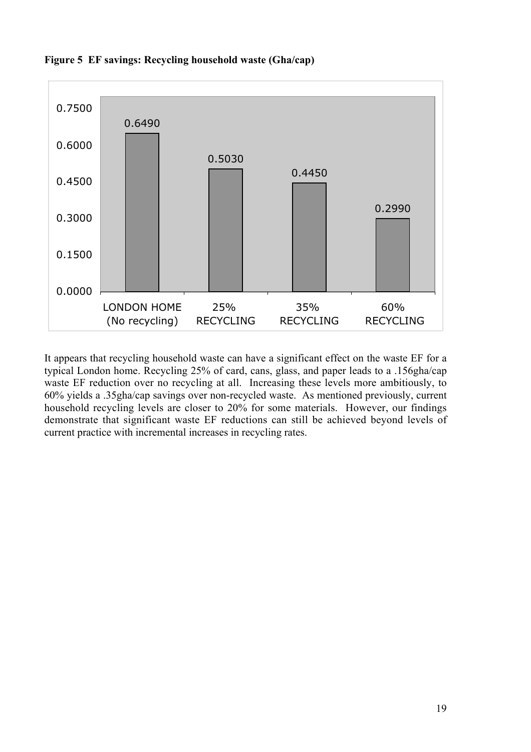**Figure 5 EF savings: Recycling household waste (Gha/cap)**

| | LONDON HOME (No recycling) | 25% RECYCLING | 35% RECYCLING | 60% RECYCLING |
|---|---|---|---|---|
| EF (Gha/cap) | 0.6490 | 0.5030 | 0.4450 | 0.2990 |

It appears that recycling household waste can have a significant effect on the waste EF for a typical London home. Recycling 25% of card, cans, glass, and paper leads to a .156gha/cap waste EF reduction over no recycling at all. Increasing these levels more ambitiously, to 60% yields a .35gha/cap savings over non-recycled waste. As mentioned previously, current household recycling levels are closer to 20% for some materials. However, our findings demonstrate that significant waste EF reductions can still be achieved beyond levels of current practice with incremental increases in recycling rates.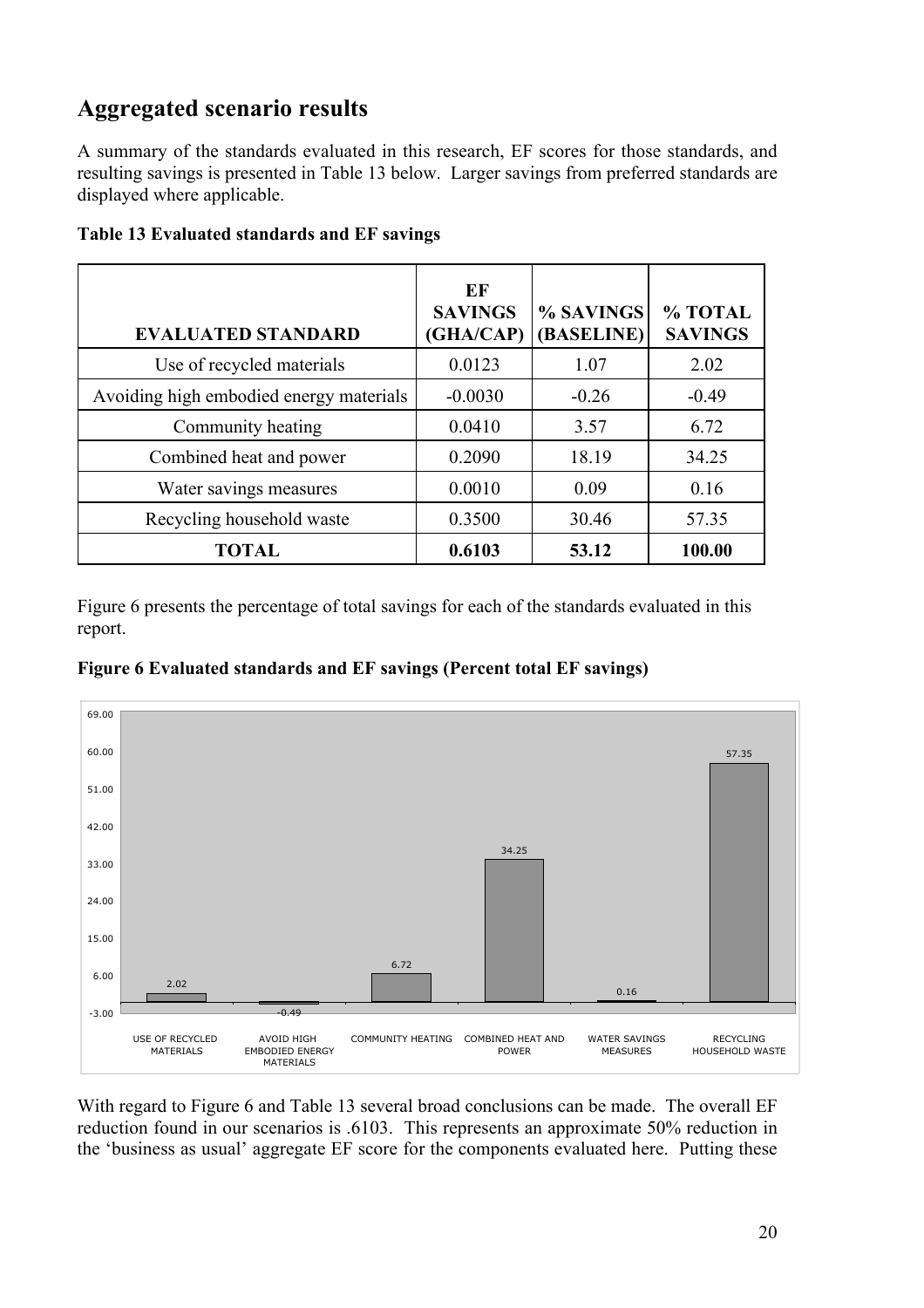## Aggregated scenario results

A summary of the standards evaluated in this research, EF scores for those standards, and resulting savings is presented in Table 13 below. Larger savings from preferred standards are displayed where applicable.

**Table 13 Evaluated standards and EF savings**

| EVALUATED STANDARD | EF SAVINGS (GHA/CAP) | % SAVINGS (BASELINE) | % TOTAL SAVINGS |
|---|---|---|---|
| Use of recycled materials | 0.0123 | 1.07 | 2.02 |
| Avoiding high embodied energy materials | -0.0030 | -0.26 | -0.49 |
| Community heating | 0.0410 | 3.57 | 6.72 |
| Combined heat and power | 0.2090 | 18.19 | 34.25 |
| Water savings measures | 0.0010 | 0.09 | 0.16 |
| Recycling household waste | 0.3500 | 30.46 | 57.35 |
| **TOTAL** | **0.6103** | **53.12** | **100.00** |

Figure 6 presents the percentage of total savings for each of the standards evaluated in this report.

**Figure 6 Evaluated standards and EF savings (Percent total EF savings)**

| Standard | % Total EF savings |
|---|---|
| USE OF RECYCLED MATERIALS | 2.02 |
| AVOID HIGH EMBODIED ENERGY MATERIALS | -0.49 |
| COMMUNITY HEATING | 6.72 |
| COMBINED HEAT AND POWER | 34.25 |
| WATER SAVINGS MEASURES | 0.16 |
| RECYCLING HOUSEHOLD WASTE | 57.35 |

With regard to Figure 6 and Table 13 several broad conclusions can be made. The overall EF reduction found in our scenarios is .6103. This represents an approximate 50% reduction in the 'business as usual' aggregate EF score for the components evaluated here. Putting these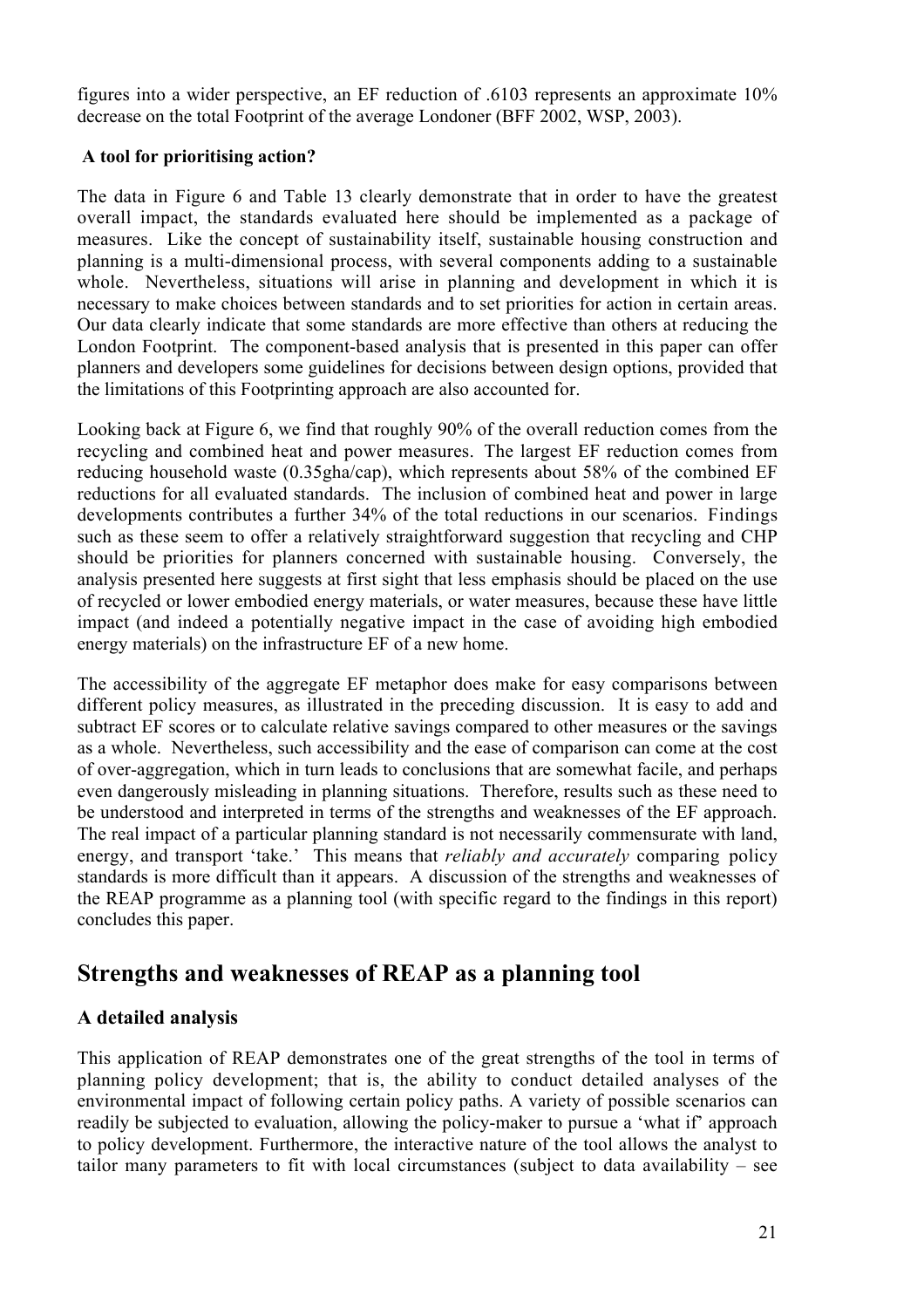figures into a wider perspective, an EF reduction of .6103 represents an approximate 10% decrease on the total Footprint of the average Londoner (BFF 2002, WSP, 2003).

### A tool for prioritising action?

The data in Figure 6 and Table 13 clearly demonstrate that in order to have the greatest overall impact, the standards evaluated here should be implemented as a package of measures. Like the concept of sustainability itself, sustainable housing construction and planning is a multi-dimensional process, with several components adding to a sustainable whole. Nevertheless, situations will arise in planning and development in which it is necessary to make choices between standards and to set priorities for action in certain areas. Our data clearly indicate that some standards are more effective than others at reducing the London Footprint. The component-based analysis that is presented in this paper can offer planners and developers some guidelines for decisions between design options, provided that the limitations of this Footprinting approach are also accounted for.

Looking back at Figure 6, we find that roughly 90% of the overall reduction comes from the recycling and combined heat and power measures. The largest EF reduction comes from reducing household waste (0.35gha/cap), which represents about 58% of the combined EF reductions for all evaluated standards. The inclusion of combined heat and power in large developments contributes a further 34% of the total reductions in our scenarios. Findings such as these seem to offer a relatively straightforward suggestion that recycling and CHP should be priorities for planners concerned with sustainable housing. Conversely, the analysis presented here suggests at first sight that less emphasis should be placed on the use of recycled or lower embodied energy materials, or water measures, because these have little impact (and indeed a potentially negative impact in the case of avoiding high embodied energy materials) on the infrastructure EF of a new home.

The accessibility of the aggregate EF metaphor does make for easy comparisons between different policy measures, as illustrated in the preceding discussion. It is easy to add and subtract EF scores or to calculate relative savings compared to other measures or the savings as a whole. Nevertheless, such accessibility and the ease of comparison can come at the cost of over-aggregation, which in turn leads to conclusions that are somewhat facile, and perhaps even dangerously misleading in planning situations. Therefore, results such as these need to be understood and interpreted in terms of the strengths and weaknesses of the EF approach. The real impact of a particular planning standard is not necessarily commensurate with land, energy, and transport 'take.' This means that *reliably and accurately* comparing policy standards is more difficult than it appears. A discussion of the strengths and weaknesses of the REAP programme as a planning tool (with specific regard to the findings in this report) concludes this paper.

## Strengths and weaknesses of REAP as a planning tool

### A detailed analysis

This application of REAP demonstrates one of the great strengths of the tool in terms of planning policy development; that is, the ability to conduct detailed analyses of the environmental impact of following certain policy paths. A variety of possible scenarios can readily be subjected to evaluation, allowing the policy-maker to pursue a 'what if' approach to policy development. Furthermore, the interactive nature of the tool allows the analyst to tailor many parameters to fit with local circumstances (subject to data availability – see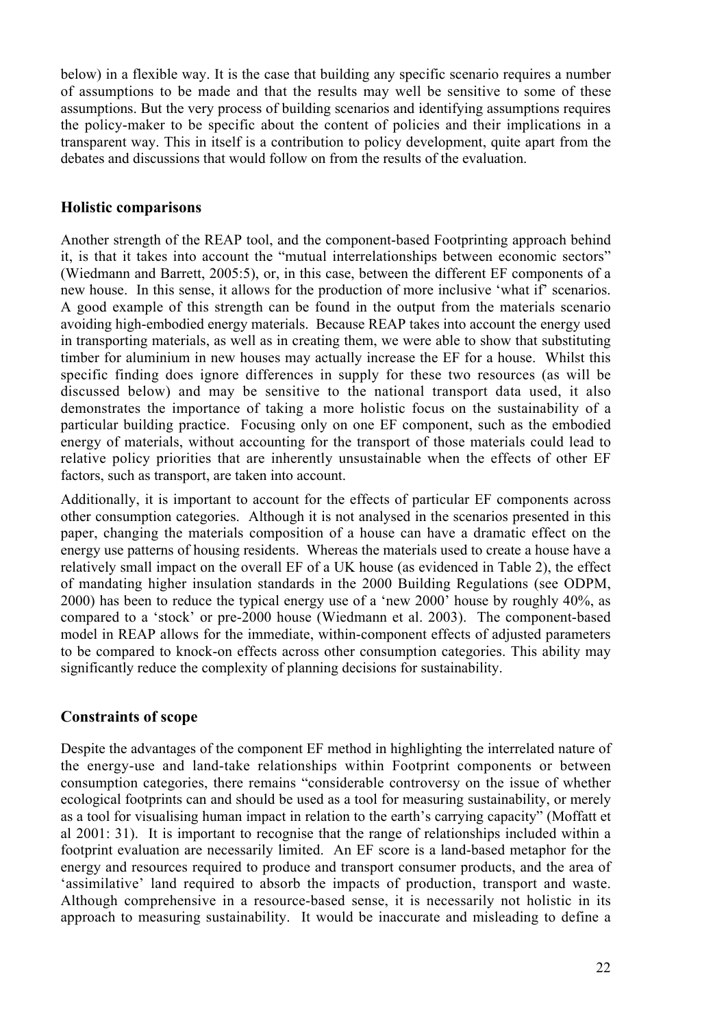below) in a flexible way. It is the case that building any specific scenario requires a number of assumptions to be made and that the results may well be sensitive to some of these assumptions. But the very process of building scenarios and identifying assumptions requires the policy-maker to be specific about the content of policies and their implications in a transparent way. This in itself is a contribution to policy development, quite apart from the debates and discussions that would follow on from the results of the evaluation.

## Holistic comparisons

Another strength of the REAP tool, and the component-based Footprinting approach behind it, is that it takes into account the "mutual interrelationships between economic sectors" (Wiedmann and Barrett, 2005:5), or, in this case, between the different EF components of a new house. In this sense, it allows for the production of more inclusive 'what if' scenarios. A good example of this strength can be found in the output from the materials scenario avoiding high-embodied energy materials. Because REAP takes into account the energy used in transporting materials, as well as in creating them, we were able to show that substituting timber for aluminium in new houses may actually increase the EF for a house. Whilst this specific finding does ignore differences in supply for these two resources (as will be discussed below) and may be sensitive to the national transport data used, it also demonstrates the importance of taking a more holistic focus on the sustainability of a particular building practice. Focusing only on one EF component, such as the embodied energy of materials, without accounting for the transport of those materials could lead to relative policy priorities that are inherently unsustainable when the effects of other EF factors, such as transport, are taken into account.

Additionally, it is important to account for the effects of particular EF components across other consumption categories. Although it is not analysed in the scenarios presented in this paper, changing the materials composition of a house can have a dramatic effect on the energy use patterns of housing residents. Whereas the materials used to create a house have a relatively small impact on the overall EF of a UK house (as evidenced in Table 2), the effect of mandating higher insulation standards in the 2000 Building Regulations (see ODPM, 2000) has been to reduce the typical energy use of a 'new 2000' house by roughly 40%, as compared to a 'stock' or pre-2000 house (Wiedmann et al. 2003). The component-based model in REAP allows for the immediate, within-component effects of adjusted parameters to be compared to knock-on effects across other consumption categories. This ability may significantly reduce the complexity of planning decisions for sustainability.

## Constraints of scope

Despite the advantages of the component EF method in highlighting the interrelated nature of the energy-use and land-take relationships within Footprint components or between consumption categories, there remains "considerable controversy on the issue of whether ecological footprints can and should be used as a tool for measuring sustainability, or merely as a tool for visualising human impact in relation to the earth's carrying capacity" (Moffatt et al 2001: 31). It is important to recognise that the range of relationships included within a footprint evaluation are necessarily limited. An EF score is a land-based metaphor for the energy and resources required to produce and transport consumer products, and the area of 'assimilative' land required to absorb the impacts of production, transport and waste. Although comprehensive in a resource-based sense, it is necessarily not holistic in its approach to measuring sustainability. It would be inaccurate and misleading to define a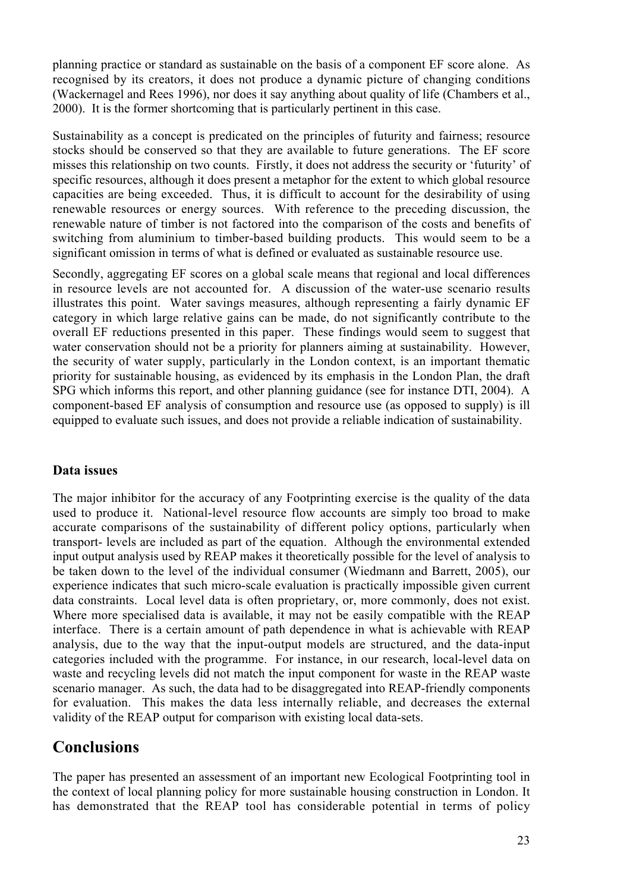planning practice or standard as sustainable on the basis of a component EF score alone. As recognised by its creators, it does not produce a dynamic picture of changing conditions (Wackernagel and Rees 1996), nor does it say anything about quality of life (Chambers et al., 2000). It is the former shortcoming that is particularly pertinent in this case.

Sustainability as a concept is predicated on the principles of futurity and fairness; resource stocks should be conserved so that they are available to future generations. The EF score misses this relationship on two counts. Firstly, it does not address the security or 'futurity' of specific resources, although it does present a metaphor for the extent to which global resource capacities are being exceeded. Thus, it is difficult to account for the desirability of using renewable resources or energy sources. With reference to the preceding discussion, the renewable nature of timber is not factored into the comparison of the costs and benefits of switching from aluminium to timber-based building products. This would seem to be a significant omission in terms of what is defined or evaluated as sustainable resource use.

Secondly, aggregating EF scores on a global scale means that regional and local differences in resource levels are not accounted for. A discussion of the water-use scenario results illustrates this point. Water savings measures, although representing a fairly dynamic EF category in which large relative gains can be made, do not significantly contribute to the overall EF reductions presented in this paper. These findings would seem to suggest that water conservation should not be a priority for planners aiming at sustainability. However, the security of water supply, particularly in the London context, is an important thematic priority for sustainable housing, as evidenced by its emphasis in the London Plan, the draft SPG which informs this report, and other planning guidance (see for instance DTI, 2004). A component-based EF analysis of consumption and resource use (as opposed to supply) is ill equipped to evaluate such issues, and does not provide a reliable indication of sustainability.

### Data issues

The major inhibitor for the accuracy of any Footprinting exercise is the quality of the data used to produce it. National-level resource flow accounts are simply too broad to make accurate comparisons of the sustainability of different policy options, particularly when transport- levels are included as part of the equation. Although the environmental extended input output analysis used by REAP makes it theoretically possible for the level of analysis to be taken down to the level of the individual consumer (Wiedmann and Barrett, 2005), our experience indicates that such micro-scale evaluation is practically impossible given current data constraints. Local level data is often proprietary, or, more commonly, does not exist. Where more specialised data is available, it may not be easily compatible with the REAP interface. There is a certain amount of path dependence in what is achievable with REAP analysis, due to the way that the input-output models are structured, and the data-input categories included with the programme. For instance, in our research, local-level data on waste and recycling levels did not match the input component for waste in the REAP waste scenario manager. As such, the data had to be disaggregated into REAP-friendly components for evaluation. This makes the data less internally reliable, and decreases the external validity of the REAP output for comparison with existing local data-sets.

## Conclusions

The paper has presented an assessment of an important new Ecological Footprinting tool in the context of local planning policy for more sustainable housing construction in London. It has demonstrated that the REAP tool has considerable potential in terms of policy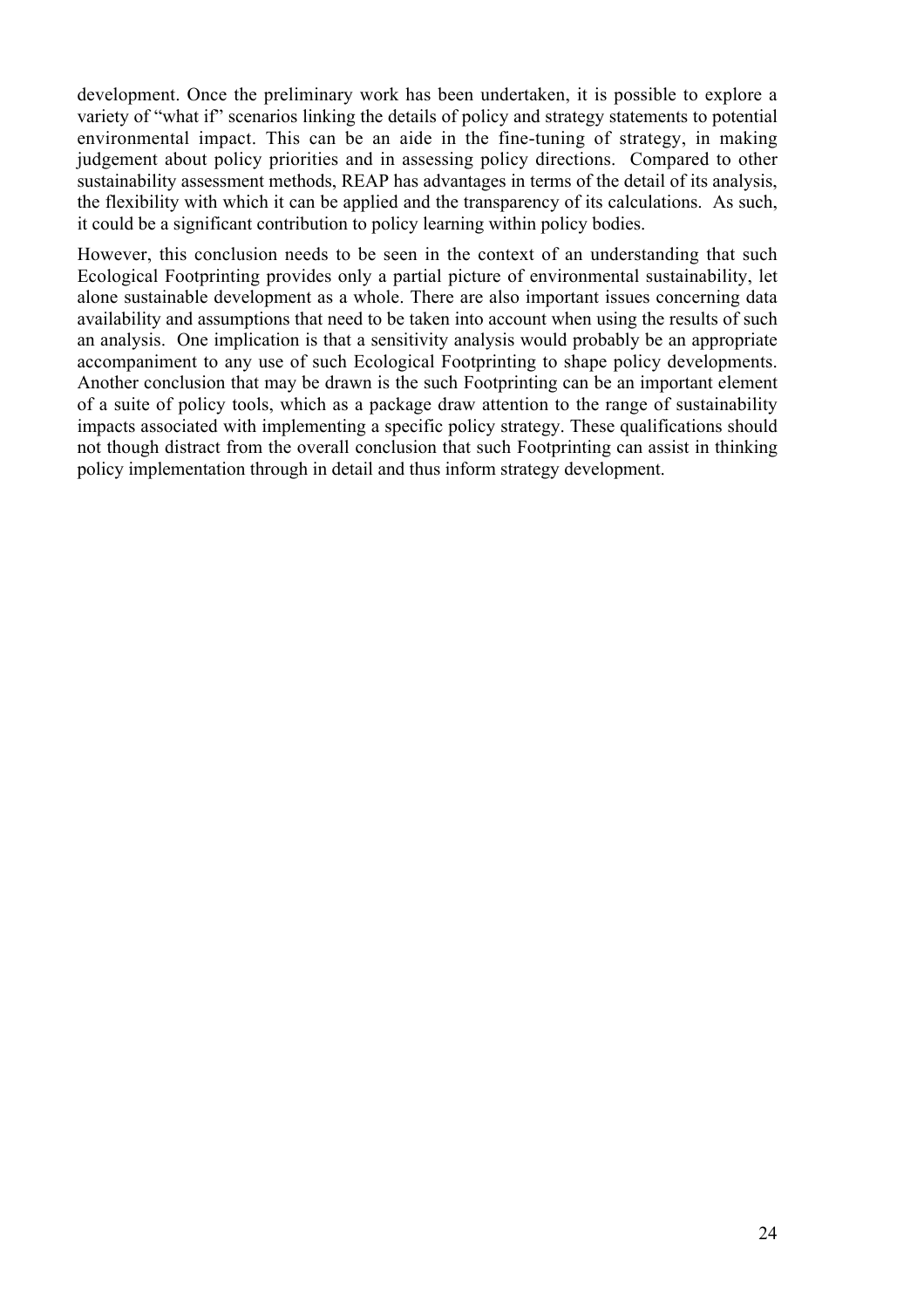development. Once the preliminary work has been undertaken, it is possible to explore a variety of "what if" scenarios linking the details of policy and strategy statements to potential environmental impact. This can be an aide in the fine-tuning of strategy, in making judgement about policy priorities and in assessing policy directions. Compared to other sustainability assessment methods, REAP has advantages in terms of the detail of its analysis, the flexibility with which it can be applied and the transparency of its calculations. As such, it could be a significant contribution to policy learning within policy bodies.

However, this conclusion needs to be seen in the context of an understanding that such Ecological Footprinting provides only a partial picture of environmental sustainability, let alone sustainable development as a whole. There are also important issues concerning data availability and assumptions that need to be taken into account when using the results of such an analysis. One implication is that a sensitivity analysis would probably be an appropriate accompaniment to any use of such Ecological Footprinting to shape policy developments. Another conclusion that may be drawn is the such Footprinting can be an important element of a suite of policy tools, which as a package draw attention to the range of sustainability impacts associated with implementing a specific policy strategy. These qualifications should not though distract from the overall conclusion that such Footprinting can assist in thinking policy implementation through in detail and thus inform strategy development.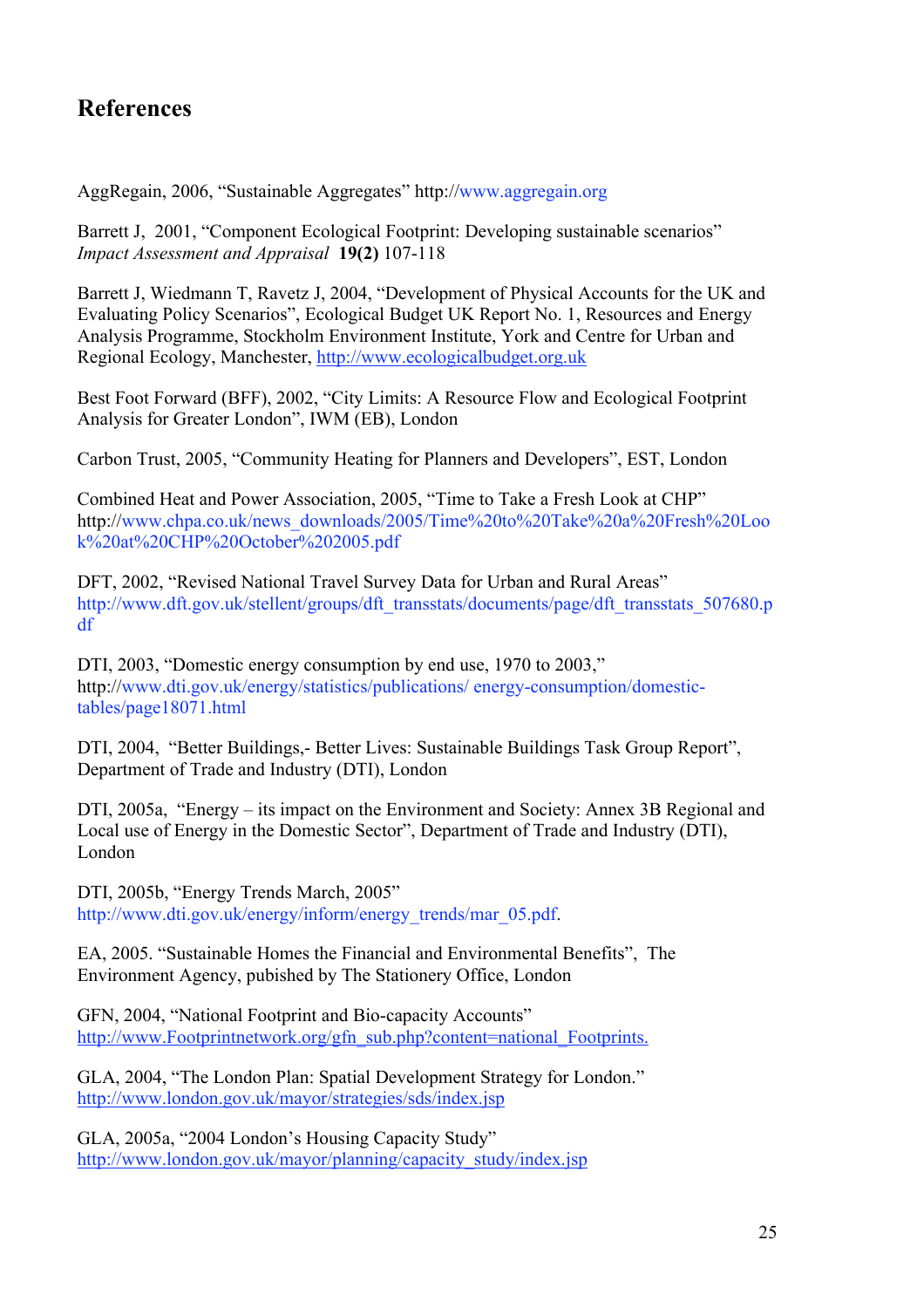## References

AggRegain, 2006, "Sustainable Aggregates" http://www.aggregain.org

Barrett J, 2001, "Component Ecological Footprint: Developing sustainable scenarios" *Impact Assessment and Appraisal* **19(2)** 107-118

Barrett J, Wiedmann T, Ravetz J, 2004, "Development of Physical Accounts for the UK and Evaluating Policy Scenarios", Ecological Budget UK Report No. 1, Resources and Energy Analysis Programme, Stockholm Environment Institute, York and Centre for Urban and Regional Ecology, Manchester, http://www.ecologicalbudget.org.uk

Best Foot Forward (BFF), 2002, "City Limits: A Resource Flow and Ecological Footprint Analysis for Greater London", IWM (EB), London

Carbon Trust, 2005, "Community Heating for Planners and Developers", EST, London

Combined Heat and Power Association, 2005, "Time to Take a Fresh Look at CHP" http://www.chpa.co.uk/news_downloads/2005/Time%20to%20Take%20a%20Fresh%20Look%20at%20CHP%20October%202005.pdf

DFT, 2002, "Revised National Travel Survey Data for Urban and Rural Areas" http://www.dft.gov.uk/stellent/groups/dft_transstats/documents/page/dft_transstats_507680.pdf

DTI, 2003, "Domestic energy consumption by end use, 1970 to 2003," http://www.dti.gov.uk/energy/statistics/publications/ energy-consumption/domestic-tables/page18071.html

DTI, 2004, "Better Buildings,- Better Lives: Sustainable Buildings Task Group Report", Department of Trade and Industry (DTI), London

DTI, 2005a, "Energy – its impact on the Environment and Society: Annex 3B Regional and Local use of Energy in the Domestic Sector", Department of Trade and Industry (DTI), London

DTI, 2005b, "Energy Trends March, 2005" http://www.dti.gov.uk/energy/inform/energy_trends/mar_05.pdf.

EA, 2005. "Sustainable Homes the Financial and Environmental Benefits", The Environment Agency, pubished by The Stationery Office, London

GFN, 2004, "National Footprint and Bio-capacity Accounts" http://www.Footprintnetwork.org/gfn_sub.php?content=national_Footprints.

GLA, 2004, "The London Plan: Spatial Development Strategy for London." http://www.london.gov.uk/mayor/strategies/sds/index.jsp

GLA, 2005a, "2004 London's Housing Capacity Study" http://www.london.gov.uk/mayor/planning/capacity_study/index.jsp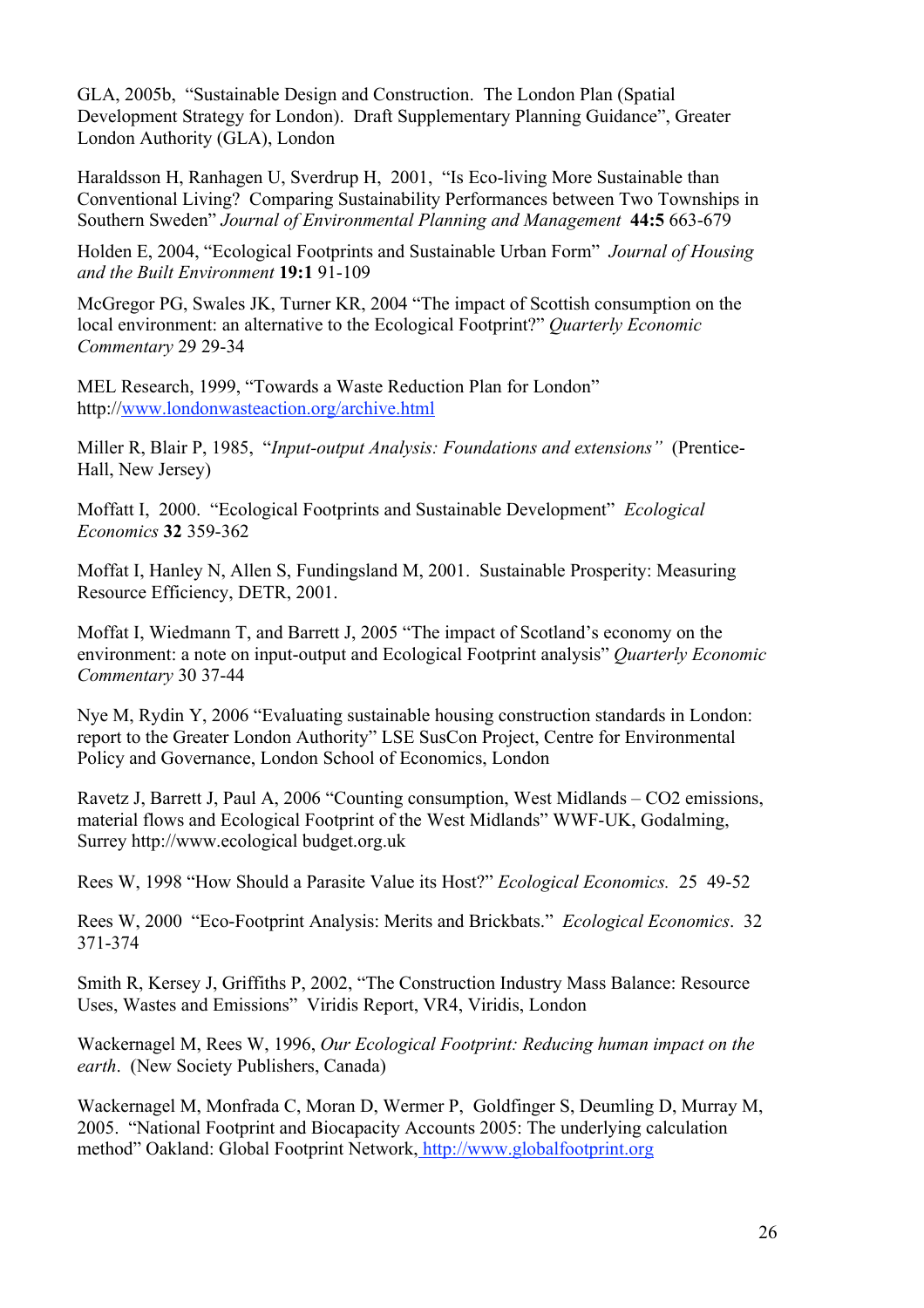GLA, 2005b, "Sustainable Design and Construction. The London Plan (Spatial Development Strategy for London). Draft Supplementary Planning Guidance", Greater London Authority (GLA), London

Haraldsson H, Ranhagen U, Sverdrup H, 2001, "Is Eco-living More Sustainable than Conventional Living? Comparing Sustainability Performances between Two Townships in Southern Sweden" *Journal of Environmental Planning and Management* **44:5** 663-679

Holden E, 2004, "Ecological Footprints and Sustainable Urban Form" *Journal of Housing and the Built Environment* **19:1** 91-109

McGregor PG, Swales JK, Turner KR, 2004 "The impact of Scottish consumption on the local environment: an alternative to the Ecological Footprint?" *Quarterly Economic Commentary* 29 29-34

MEL Research, 1999, "Towards a Waste Reduction Plan for London" http://www.londonwasteaction.org/archive.html

Miller R, Blair P, 1985, "*Input-output Analysis: Foundations and extensions*" (Prentice-Hall, New Jersey)

Moffatt I, 2000. "Ecological Footprints and Sustainable Development" *Ecological Economics* **32** 359-362

Moffat I, Hanley N, Allen S, Fundingsland M, 2001. Sustainable Prosperity: Measuring Resource Efficiency, DETR, 2001.

Moffat I, Wiedmann T, and Barrett J, 2005 "The impact of Scotland's economy on the environment: a note on input-output and Ecological Footprint analysis" *Quarterly Economic Commentary* 30 37-44

Nye M, Rydin Y, 2006 "Evaluating sustainable housing construction standards in London: report to the Greater London Authority" LSE SusCon Project, Centre for Environmental Policy and Governance, London School of Economics, London

Ravetz J, Barrett J, Paul A, 2006 "Counting consumption, West Midlands – CO2 emissions, material flows and Ecological Footprint of the West Midlands" WWF-UK, Godalming, Surrey http://www.ecological budget.org.uk

Rees W, 1998 "How Should a Parasite Value its Host?" *Ecological Economics.* 25 49-52

Rees W, 2000 "Eco-Footprint Analysis: Merits and Brickbats." *Ecological Economics*. 32 371-374

Smith R, Kersey J, Griffiths P, 2002, "The Construction Industry Mass Balance: Resource Uses, Wastes and Emissions" Viridis Report, VR4, Viridis, London

Wackernagel M, Rees W, 1996, *Our Ecological Footprint: Reducing human impact on the earth*. (New Society Publishers, Canada)

Wackernagel M, Monfrada C, Moran D, Wermer P, Goldfinger S, Deumling D, Murray M, 2005. "National Footprint and Biocapacity Accounts 2005: The underlying calculation method" Oakland: Global Footprint Network, http://www.globalfootprint.org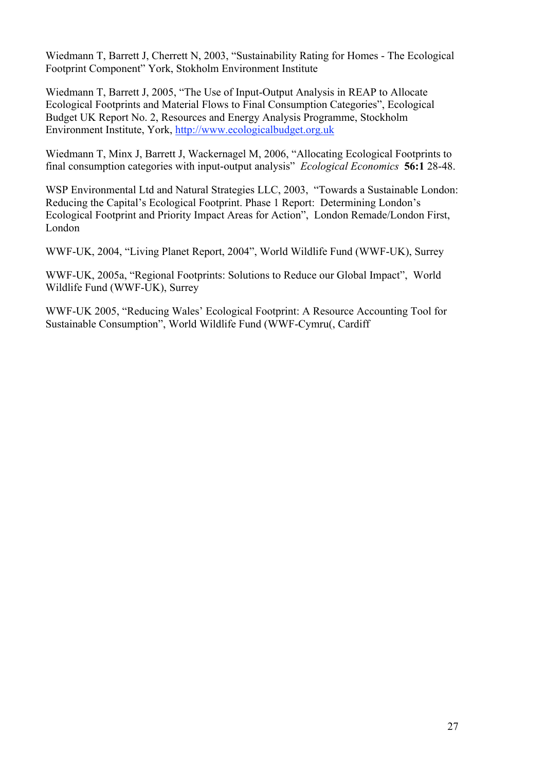Wiedmann T, Barrett J, Cherrett N, 2003, "Sustainability Rating for Homes - The Ecological Footprint Component" York, Stokholm Environment Institute

Wiedmann T, Barrett J, 2005, "The Use of Input-Output Analysis in REAP to Allocate Ecological Footprints and Material Flows to Final Consumption Categories", Ecological Budget UK Report No. 2, Resources and Energy Analysis Programme, Stockholm Environment Institute, York, http://www.ecologicalbudget.org.uk

Wiedmann T, Minx J, Barrett J, Wackernagel M, 2006, "Allocating Ecological Footprints to final consumption categories with input-output analysis" *Ecological Economics* **56:1** 28-48.

WSP Environmental Ltd and Natural Strategies LLC, 2003, "Towards a Sustainable London: Reducing the Capital's Ecological Footprint. Phase 1 Report: Determining London's Ecological Footprint and Priority Impact Areas for Action", London Remade/London First, London

WWF-UK, 2004, "Living Planet Report, 2004", World Wildlife Fund (WWF-UK), Surrey

WWF-UK, 2005a, "Regional Footprints: Solutions to Reduce our Global Impact", World Wildlife Fund (WWF-UK), Surrey

WWF-UK 2005, "Reducing Wales' Ecological Footprint: A Resource Accounting Tool for Sustainable Consumption", World Wildlife Fund (WWF-Cymru(, Cardiff